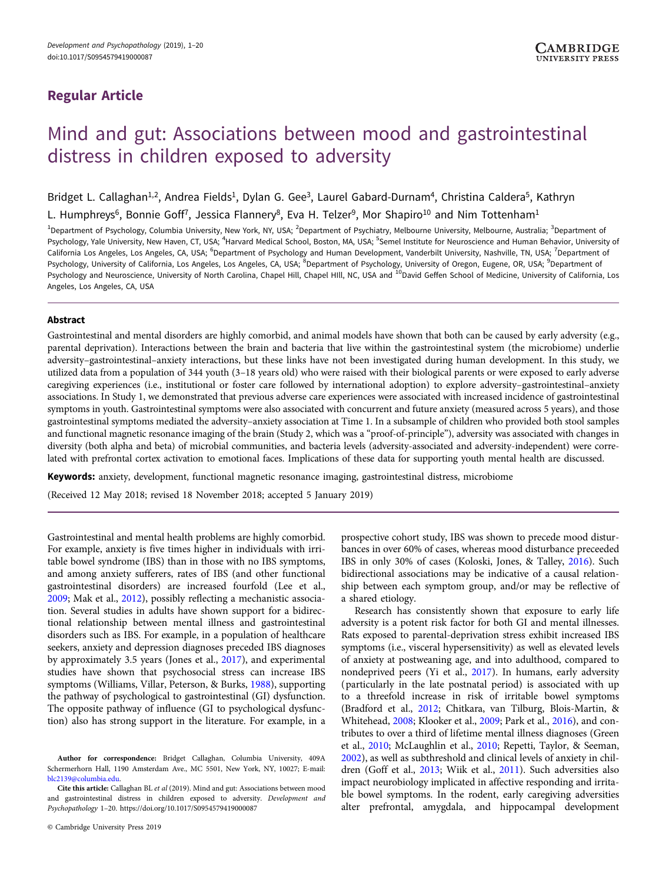## Regular Article

# Mind and gut: Associations between mood and gastrointestinal distress in children exposed to adversity

Bridget L. Callaghan[1,2], Andrea Fields[1], Dylan G. Gee[3], Laurel Gabard-Durnam[4], Christina Caldera[5], Kathryn L. Humphreys[6], Bonnie Goff[7], Jessica Flannery[8], Eva H. Telzer[9], Mor Shapiro[10] and Nim Tottenham[1]

[1]Department of Psychology, Columbia University, New York, NY, USA; [2]Department of Psychiatry, Melbourne University, Melbourne, Australia; [3]Department of Psychology, Yale University, New Haven, CT, USA; [4]Harvard Medical School, Boston, MA, USA; [5]Semel Institute for Neuroscience and Human Behavior, University of California Los Angeles, Los Angeles, CA, USA; [6]Department of Psychology and Human Development, Vanderbilt University, Nashville, TN, USA; [7]Department of Psychology, University of California, Los Angeles, Los Angeles, CA, USA; [8]Department of Psychology, University of Oregon, Eugene, OR, USA; [9]Department of Psychology and Neuroscience, University of North Carolina, Chapel Hill, Chapel HIll, NC, USA and [10]David Geffen School of Medicine, University of California, Los Angeles, Los Angeles, CA, USA

### Abstract

Gastrointestinal and mental disorders are highly comorbid, and animal models have shown that both can be caused by early adversity (e.g., parental deprivation). Interactions between the brain and bacteria that live within the gastrointestinal system (the microbiome) underlie adversity–gastrointestinal–anxiety interactions, but these links have not been investigated during human development. In this study, we utilized data from a population of 344 youth (3–18 years old) who were raised with their biological parents or were exposed to early adverse caregiving experiences (i.e., institutional or foster care followed by international adoption) to explore adversity–gastrointestinal–anxiety associations. In Study 1, we demonstrated that previous adverse care experiences were associated with increased incidence of gastrointestinal symptoms in youth. Gastrointestinal symptoms were also associated with concurrent and future anxiety (measured across 5 years), and those gastrointestinal symptoms mediated the adversity–anxiety association at Time 1. In a subsample of children who provided both stool samples and functional magnetic resonance imaging of the brain (Study 2, which was a "proof-of-principle"), adversity was associated with changes in diversity (both alpha and beta) of microbial communities, and bacteria levels (adversity-associated and adversity-independent) were correlated with prefrontal cortex activation to emotional faces. Implications of these data for supporting youth mental health are discussed.

**Keywords:** anxiety, development, functional magnetic resonance imaging, gastrointestinal distress, microbiome

(Received 12 May 2018; revised 18 November 2018; accepted 5 January 2019)

Gastrointestinal and mental health problems are highly comorbid. For example, anxiety is five times higher in individuals with irritable bowel syndrome (IBS) than in those with no IBS symptoms, and among anxiety sufferers, rates of IBS (and other functional gastrointestinal disorders) are increased fourfold (Lee et al., 2009; Mak et al., 2012), possibly reflecting a mechanistic association. Several studies in adults have shown support for a bidirectional relationship between mental illness and gastrointestinal disorders such as IBS. For example, in a population of healthcare seekers, anxiety and depression diagnoses preceded IBS diagnoses by approximately 3.5 years (Jones et al., 2017), and experimental studies have shown that psychosocial stress can increase IBS symptoms (Williams, Villar, Peterson, & Burks, 1988), supporting the pathway of psychological to gastrointestinal (GI) dysfunction. The opposite pathway of influence (GI to psychological dysfunction) also has strong support in the literature. For example, in a prospective cohort study, IBS was shown to precede mood disturbances in over 60% of cases, whereas mood disturbance preceeded IBS in only 30% of cases (Koloski, Jones, & Talley, 2016). Such bidirectional associations may be indicative of a causal relationship between each symptom group, and/or may be reflective of a shared etiology.

Research has consistently shown that exposure to early life adversity is a potent risk factor for both GI and mental illnesses. Rats exposed to parental-deprivation stress exhibit increased IBS symptoms (i.e., visceral hypersensitivity) as well as elevated levels of anxiety at postweaning age, and into adulthood, compared to nondeprived peers (Yi et al., 2017). In humans, early adversity (particularly in the late postnatal period) is associated with up to a threefold increase in risk of irritable bowel symptoms (Bradford et al., 2012; Chitkara, van Tilburg, Blois-Martin, & Whitehead, 2008; Klooker et al., 2009; Park et al., 2016), and contributes to over a third of lifetime mental illness diagnoses (Green et al., 2010; McLaughlin et al., 2010; Repetti, Taylor, & Seeman, 2002), as well as subthreshold and clinical levels of anxiety in children (Goff et al., 2013; Wiik et al., 2011). Such adversities also impact neurobiology implicated in affective responding and irritable bowel symptoms. In the rodent, early caregiving adversities alter prefrontal, amygdala, and hippocampal development

**Author for correspondence:** Bridget Callaghan, Columbia University, 409A Schermerhorn Hall, 1190 Amsterdam Ave., MC 5501, New York, NY, 10027; E-mail: blc2139@columbia.edu.

**Cite this article:** Callaghan BL *et al* (2019). Mind and gut: Associations between mood and gastrointestinal distress in children exposed to adversity. *Development and Psychopathology* 1–20. https://doi.org/10.1017/S0954579419000087

© Cambridge University Press 2019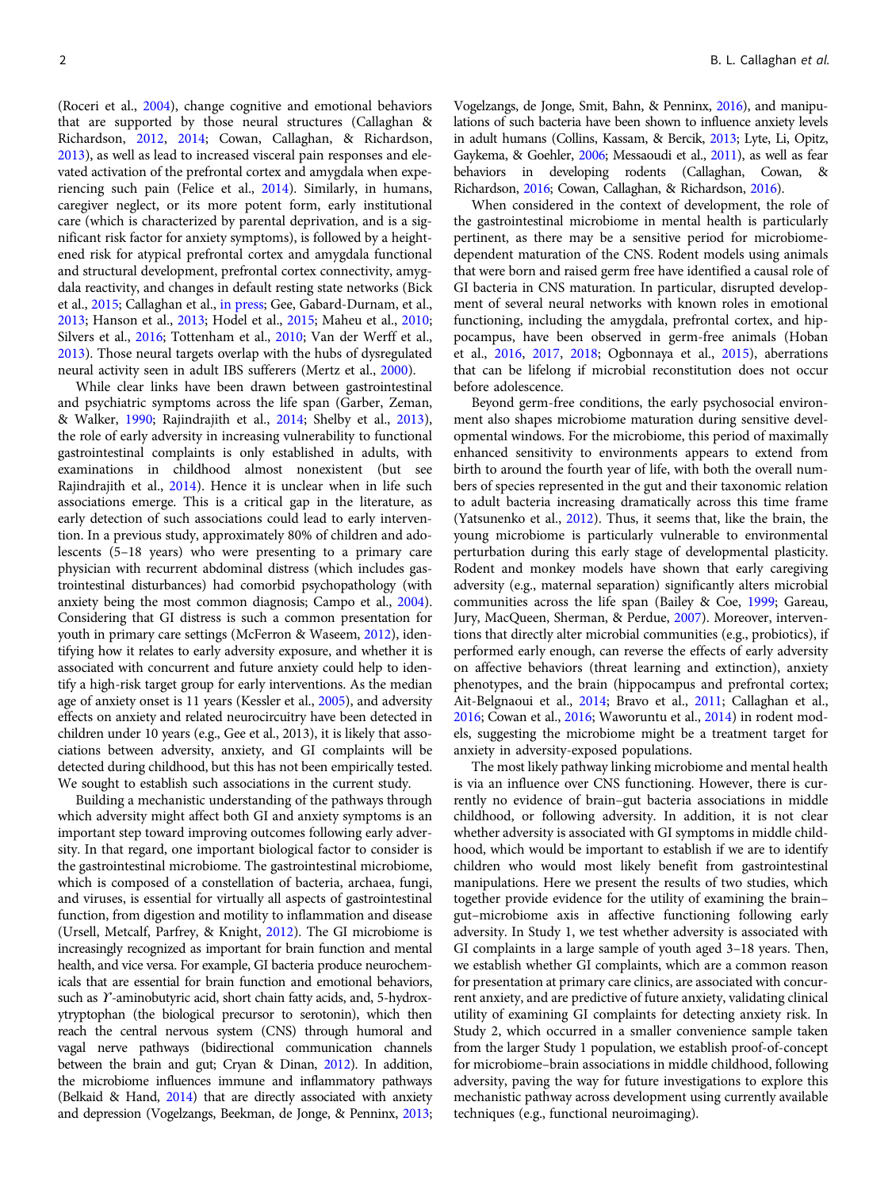(Roceri et al., 2004), change cognitive and emotional behaviors that are supported by those neural structures (Callaghan & Richardson, 2012, 2014; Cowan, Callaghan, & Richardson, 2013), as well as lead to increased visceral pain responses and elevated activation of the prefrontal cortex and amygdala when experiencing such pain (Felice et al., 2014). Similarly, in humans, caregiver neglect, or its more potent form, early institutional care (which is characterized by parental deprivation, and is a significant risk factor for anxiety symptoms), is followed by a heightened risk for atypical prefrontal cortex and amygdala functional and structural development, prefrontal cortex connectivity, amygdala reactivity, and changes in default resting state networks (Bick et al., 2015; Callaghan et al., in press; Gee, Gabard-Durnam, et al., 2013; Hanson et al., 2013; Hodel et al., 2015; Maheu et al., 2010; Silvers et al., 2016; Tottenham et al., 2010; Van der Werff et al., 2013). Those neural targets overlap with the hubs of dysregulated neural activity seen in adult IBS sufferers (Mertz et al., 2000).

While clear links have been drawn between gastrointestinal and psychiatric symptoms across the life span (Garber, Zeman, & Walker, 1990; Rajindrajith et al., 2014; Shelby et al., 2013), the role of early adversity in increasing vulnerability to functional gastrointestinal complaints is only established in adults, with examinations in childhood almost nonexistent (but see Rajindrajith et al., 2014). Hence it is unclear when in life such associations emerge. This is a critical gap in the literature, as early detection of such associations could lead to early intervention. In a previous study, approximately 80% of children and adolescents (5–18 years) who were presenting to a primary care physician with recurrent abdominal distress (which includes gastrointestinal disturbances) had comorbid psychopathology (with anxiety being the most common diagnosis; Campo et al., 2004). Considering that GI distress is such a common presentation for youth in primary care settings (McFerron & Waseem, 2012), identifying how it relates to early adversity exposure, and whether it is associated with concurrent and future anxiety could help to identify a high-risk target group for early interventions. As the median age of anxiety onset is 11 years (Kessler et al., 2005), and adversity effects on anxiety and related neurocircuitry have been detected in children under 10 years (e.g., Gee et al., 2013), it is likely that associations between adversity, anxiety, and GI complaints will be detected during childhood, but this has not been empirically tested. We sought to establish such associations in the current study.

Building a mechanistic understanding of the pathways through which adversity might affect both GI and anxiety symptoms is an important step toward improving outcomes following early adversity. In that regard, one important biological factor to consider is the gastrointestinal microbiome. The gastrointestinal microbiome, which is composed of a constellation of bacteria, archaea, fungi, and viruses, is essential for virtually all aspects of gastrointestinal function, from digestion and motility to inflammation and disease (Ursell, Metcalf, Parfrey, & Knight, 2012). The GI microbiome is increasingly recognized as important for brain function and mental health, and vice versa. For example, GI bacteria produce neurochemicals that are essential for brain function and emotional behaviors, such as $\Upsilon$-aminobutyric acid, short chain fatty acids, and, 5-hydroxytryptophan (the biological precursor to serotonin), which then reach the central nervous system (CNS) through humoral and vagal nerve pathways (bidirectional communication channels between the brain and gut; Cryan & Dinan, 2012). In addition, the microbiome influences immune and inflammatory pathways (Belkaid & Hand, 2014) that are directly associated with anxiety and depression (Vogelzangs, Beekman, de Jonge, & Penninx, 2013; Vogelzangs, de Jonge, Smit, Bahn, & Penninx, 2016), and manipulations of such bacteria have been shown to influence anxiety levels in adult humans (Collins, Kassam, & Bercik, 2013; Lyte, Li, Opitz, Gaykema, & Goehler, 2006; Messaoudi et al., 2011), as well as fear behaviors in developing rodents (Callaghan, Cowan, & Richardson, 2016; Cowan, Callaghan, & Richardson, 2016).

When considered in the context of development, the role of the gastrointestinal microbiome in mental health is particularly pertinent, as there may be a sensitive period for microbiome-dependent maturation of the CNS. Rodent models using animals that were born and raised germ free have identified a causal role of GI bacteria in CNS maturation. In particular, disrupted development of several neural networks with known roles in emotional functioning, including the amygdala, prefrontal cortex, and hippocampus, have been observed in germ-free animals (Hoban et al., 2016, 2017, 2018; Ogbonnaya et al., 2015), aberrations that can be lifelong if microbial reconstitution does not occur before adolescence.

Beyond germ-free conditions, the early psychosocial environment also shapes microbiome maturation during sensitive developmental windows. For the microbiome, this period of maximally enhanced sensitivity to environments appears to extend from birth to around the fourth year of life, with both the overall numbers of species represented in the gut and their taxonomic relation to adult bacteria increasing dramatically across this time frame (Yatsunenko et al., 2012). Thus, it seems that, like the brain, the young microbiome is particularly vulnerable to environmental perturbation during this early stage of developmental plasticity. Rodent and monkey models have shown that early caregiving adversity (e.g., maternal separation) significantly alters microbial communities across the life span (Bailey & Coe, 1999; Gareau, Jury, MacQueen, Sherman, & Perdue, 2007). Moreover, interventions that directly alter microbial communities (e.g., probiotics), if performed early enough, can reverse the effects of early adversity on affective behaviors (threat learning and extinction), anxiety phenotypes, and the brain (hippocampus and prefrontal cortex; Ait-Belgnaoui et al., 2014; Bravo et al., 2011; Callaghan et al., 2016; Cowan et al., 2016; Waworuntu et al., 2014) in rodent models, suggesting the microbiome might be a treatment target for anxiety in adversity-exposed populations.

The most likely pathway linking microbiome and mental health is via an influence over CNS functioning. However, there is currently no evidence of brain–gut bacteria associations in middle childhood, or following adversity. In addition, it is not clear whether adversity is associated with GI symptoms in middle childhood, which would be important to establish if we are to identify children who would most likely benefit from gastrointestinal manipulations. Here we present the results of two studies, which together provide evidence for the utility of examining the brain–gut–microbiome axis in affective functioning following early adversity. In Study 1, we test whether adversity is associated with GI complaints in a large sample of youth aged 3–18 years. Then, we establish whether GI complaints, which are a common reason for presentation at primary care clinics, are associated with concurrent anxiety, and are predictive of future anxiety, validating clinical utility of examining GI complaints for detecting anxiety risk. In Study 2, which occurred in a smaller convenience sample taken from the larger Study 1 population, we establish proof-of-concept for microbiome–brain associations in middle childhood, following adversity, paving the way for future investigations to explore this mechanistic pathway across development using currently available techniques (e.g., functional neuroimaging).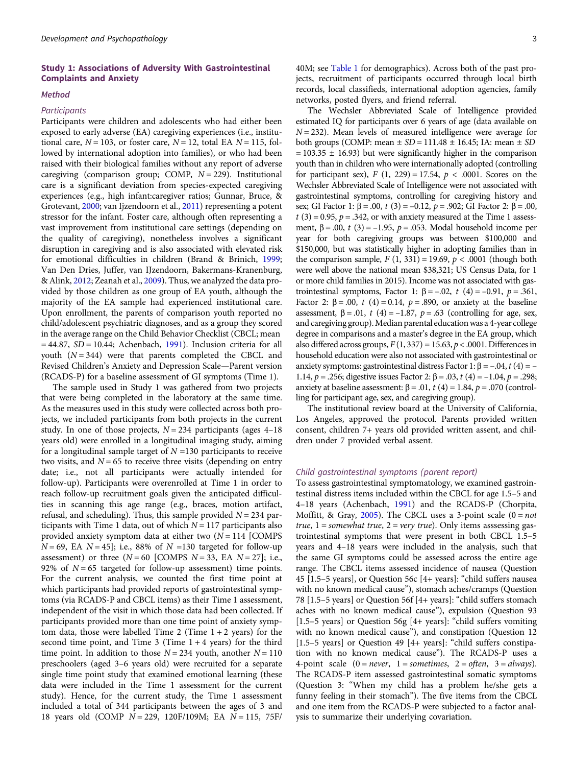## Study 1: Associations of Adversity With Gastrointestinal Complaints and Anxiety

### Method

#### Participants

Participants were children and adolescents who had either been exposed to early adverse (EA) caregiving experiences (i.e., institutional care, $N = 103$, or foster care, $N = 12$, total EA $N = 115$, followed by international adoption into families), or who had been raised with their biological families without any report of adverse caregiving (comparison group; COMP, $N = 229$). Institutional care is a significant deviation from species-expected caregiving experiences (e.g., high infant:caregiver ratios; Gunnar, Bruce, & Grotevant, 2000; van Ijzendoorn et al., 2011) representing a potent stressor for the infant. Foster care, although often representing a vast improvement from institutional care settings (depending on the quality of caregiving), nonetheless involves a significant disruption in caregiving and is also associated with elevated risk for emotional difficulties in children (Brand & Brinich, 1999; Van Den Dries, Juffer, van IJzendoorn, Bakermans-Kranenburg, & Alink, 2012; Zeanah et al., 2009). Thus, we analyzed the data provided by those children as one group of EA youth, although the majority of the EA sample had experienced institutional care. Upon enrollment, the parents of comparison youth reported no child/adolescent psychiatric diagnoses, and as a group they scored in the average range on the Child Behavior Checklist (CBCL; mean = 44.87, $SD = 10.44$; Achenbach, 1991). Inclusion criteria for all youth ($N = 344$) were that parents completed the CBCL and Revised Children's Anxiety and Depression Scale—Parent version (RCADS-P) for a baseline assessment of GI symptoms (Time 1).

The sample used in Study 1 was gathered from two projects that were being completed in the laboratory at the same time. As the measures used in this study were collected across both projects, we included participants from both projects in the current study. In one of those projects, $N = 234$ participants (ages 4–18 years old) were enrolled in a longitudinal imaging study, aiming for a longitudinal sample target of $N = 130$ participants to receive two visits, and $N = 65$ to receive three visits (depending on entry date; i.e., not all participants were actually intended for follow-up). Participants were overenrolled at Time 1 in order to reach follow-up recruitment goals given the anticipated difficulties in scanning this age range (e.g., braces, motion artifact, refusal, and scheduling). Thus, this sample provided $N = 234$ participants with Time 1 data, out of which $N = 117$ participants also provided anxiety symptom data at either two ($N = 114$ [COMPS $N = 69$, EA $N = 45$]; i.e., 88% of $N = 130$ targeted for follow-up assessment) or three ($N = 60$ [COMPS $N = 33$, EA $N = 27$]; i.e., 92% of $N = 65$ targeted for follow-up assessment) time points. For the current analysis, we counted the first time point at which participants had provided reports of gastrointestinal symptoms (via RCADS-P and CBCL items) as their Time 1 assessment, independent of the visit in which those data had been collected. If participants provided more than one time point of anxiety symptom data, those were labelled Time 2 (Time 1 + 2 years) for the second time point, and Time 3 (Time 1 + 4 years) for the third time point. In addition to those $N = 234$ youth, another $N = 110$ preschoolers (aged 3–6 years old) were recruited for a separate single time point study that examined emotional learning (these data were included in the Time 1 assessment for the current study). Hence, for the current study, the Time 1 assessment included a total of 344 participants between the ages of 3 and 18 years old (COMP $N = 229$, 120F/109M; EA $N = 115$, 75F/40M; see Table 1 for demographics). Across both of the past projects, recruitment of participants occurred through local birth records, local classifieds, international adoption agencies, family networks, posted flyers, and friend referral.

The Wechsler Abbreviated Scale of Intelligence provided estimated IQ for participants over 6 years of age (data available on $N = 232$). Mean levels of measured intelligence were average for both groups (COMP: mean ± $SD$ = 111.48 ± 16.45; IA: mean ± $SD$ = 103.35 ± 16.93) but were significantly higher in the comparison youth than in children who were internationally adopted (controlling for participant sex), $F$ (1, 229) = 17.54, $p < .0001$. Scores on the Wechsler Abbreviated Scale of Intelligence were not associated with gastrointestinal symptoms, controlling for caregiving history and sex; GI Factor 1: $\beta = .00$, $t$ (3) = –0.12, $p = .902$; GI Factor 2: $\beta = .00$, $t$ (3) = 0.95, $p = .342$, or with anxiety measured at the Time 1 assessment, $\beta = .00$, $t$ (3) = –1.95, $p = .053$. Modal household income per year for both caregiving groups was between $100,000 and $150,000, but was statistically higher in adopting families than in the comparison sample, $F$ (1, 331) = 19.69, $p < .0001$ (though both were well above the national mean $38,321; US Census Data, for 1 or more child families in 2015). Income was not associated with gastrointestinal symptoms, Factor 1: $\beta = –.02$, $t$ (4) = –0.91, $p = .361$, Factor 2: $\beta = .00$, $t$ (4) = 0.14, $p = .890$, or anxiety at the baseline assessment, $\beta = .01$, $t$ (4) = –1.87, $p = .63$ (controlling for age, sex, and caregiving group). Median parental education was a 4-year college degree in comparisons and a master's degree in the EA group, which also differed across groups, $F$ (1, 337) = 15.63, $p < .0001$. Differences in household education were also not associated with gastrointestinal or anxiety symptoms: gastrointestinal distress Factor 1: $\beta = –.04$, $t$ (4) = –1.14, $p = .256$; digestive issues Factor 2: $\beta = .03$, $t$ (4) = –1.04, $p = .298$; anxiety at baseline assessment: $\beta = .01$, $t$ (4) = 1.84, $p = .070$ (controlling for participant age, sex, and caregiving group).

The institutional review board at the University of California, Los Angeles, approved the protocol. Parents provided written consent, children 7+ years old provided written assent, and children under 7 provided verbal assent.

#### Child gastrointestinal symptoms (parent report)

To assess gastrointestinal symptomatology, we examined gastrointestinal distress items included within the CBCL for age 1.5–5 and 4–18 years (Achenbach, 1991) and the RCADS-P (Chorpita, Moffitt, & Gray, 2005). The CBCL uses a 3-point scale (0 = *not true*, 1 = *somewhat true*, 2 = *very true*). Only items asssessing gastrointestinal symptoms that were present in both CBCL 1.5–5 years and 4–18 years were included in the analysis, such that the same GI symptoms could be assessed across the entire age range. The CBCL items assessed incidence of nausea (Question 45 [1.5–5 years], or Question 56c [4+ years]: "child suffers nausea with no known medical cause"), stomach aches/cramps (Question 78 [1.5–5 years] or Question 56f [4+ years]: "child suffers stomach aches with no known medical cause"), expulsion (Question 93 [1.5–5 years] or Question 56g [4+ years]: "child suffers vomiting with no known medical cause"), and constipation (Question 12 [1.5–5 years] or Question 49 [4+ years]: "child suffers constipation with no known medical cause"). The RCADS-P uses a 4-point scale (0 = *never*, 1 = *sometimes*, 2 = *often*, 3 = *always*). The RCADS-P item assessed gastrointestinal somatic symptoms (Question 3: "When my child has a problem he/she gets a funny feeling in their stomach"). The five items from the CBCL and one item from the RCADS-P were subjected to a factor analysis to summarize their underlying covariation.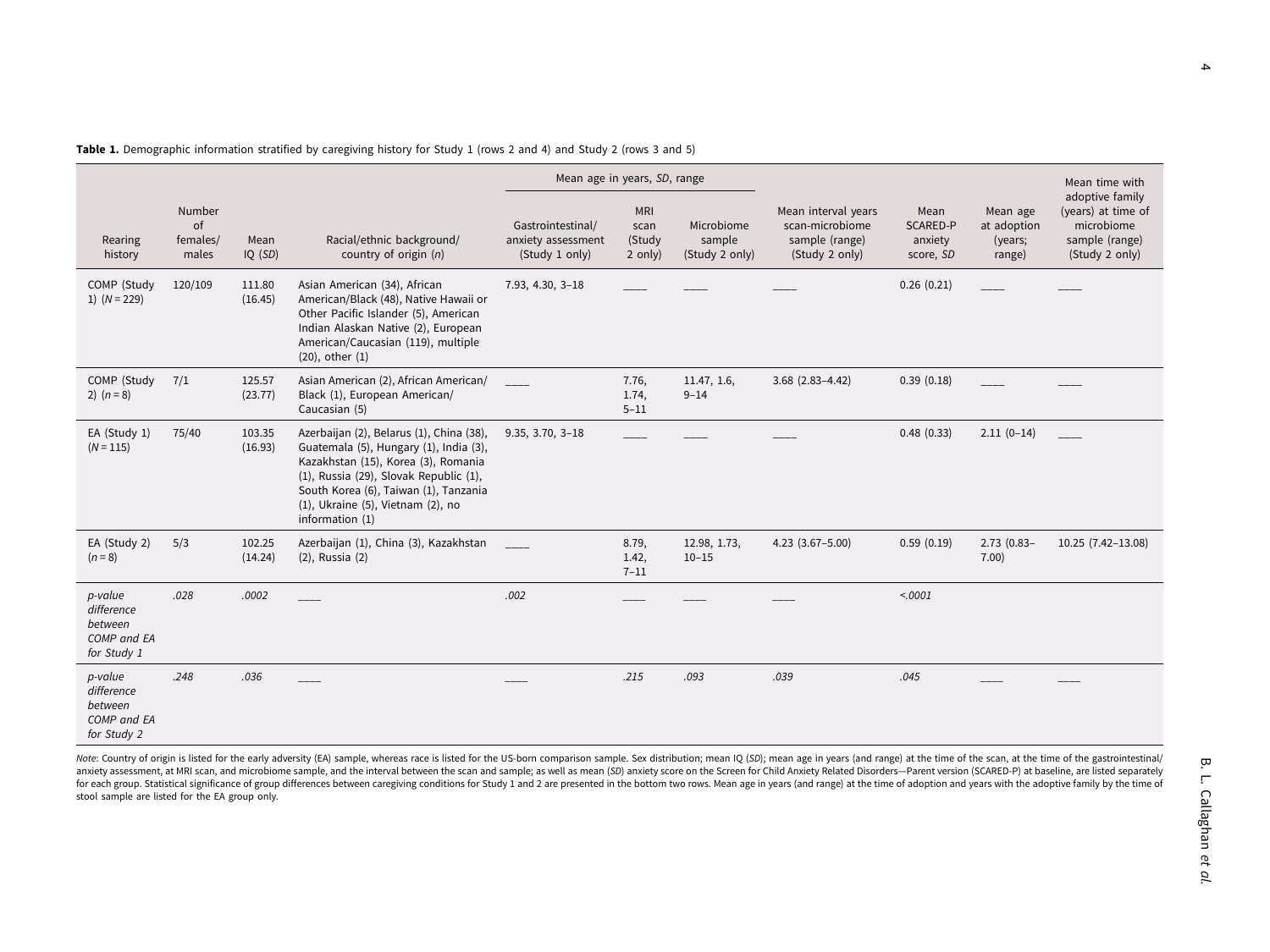**Table 1.** Demographic information stratified by caregiving history for Study 1 (rows 2 and 4) and Study 2 (rows 3 and 5)

| Rearing history | Number of females/males | Mean IQ (*SD*) | Racial/ethnic background/country of origin (*n*) | Mean age in years, *SD*, range | | | Mean interval years scan-microbiome sample (range) (Study 2 only) | Mean SCARED-P anxiety score, *SD* | Mean age at adoption (years; range) | Mean time with adoptive family (years) at time of microbiome sample (range) (Study 2 only) |
|---|---|---|---|---|---|---|---|---|---|---|
| | | | | Gastrointestinal/anxiety assessment (Study 1 only) | MRI scan (Study 2 only) | Microbiome sample (Study 2 only) | | | | |
| COMP (Study 1) (*N* = 229) | 120/109 | 111.80 (16.45) | Asian American (34), African American/Black (48), Native Hawaii or Other Pacific Islander (5), American Indian Alaskan Native (2), European American/Caucasian (119), multiple (20), other (1) | 7.93, 4.30, 3–18 | ____ | ____ | ____ | 0.26 (0.21) | ____ | ____ |
| COMP (Study 2) (*n* = 8) | 7/1 | 125.57 (23.77) | Asian American (2), African American/Black (1), European American/Caucasian (5) | ____ | 7.76, 1.74, 5–11 | 11.47, 1.6, 9–14 | 3.68 (2.83–4.42) | 0.39 (0.18) | ____ | ____ |
| EA (Study 1) (*N* = 115) | 75/40 | 103.35 (16.93) | Azerbaijan (2), Belarus (1), China (38), Guatemala (5), Hungary (1), India (3), Kazakhstan (15), Korea (3), Romania (1), Russia (29), Slovak Republic (1), South Korea (6), Taiwan (1), Tanzania (1), Ukraine (5), Vietnam (2), no information (1) | 9.35, 3.70, 3–18 | ____ | ____ | ____ | 0.48 (0.33) | 2.11 (0–14) | ____ |
| EA (Study 2) (*n* = 8) | 5/3 | 102.25 (14.24) | Azerbaijan (1), China (3), Kazakhstan (2), Russia (2) | ____ | 8.79, 1.42, 7–11 | 12.98, 1.73, 10–15 | 4.23 (3.67–5.00) | 0.59 (0.19) | 2.73 (0.83–7.00) | 10.25 (7.42–13.08) |
| *p-value difference between COMP and EA for Study 1* | *.028* | *.0002* | ____ | *.002* | ____ | ____ | ____ | *<.0001* | | |
| *p-value difference between COMP and EA for Study 2* | *.248* | *.036* | ____ | ____ | *.215* | *.093* | *.039* | *.045* | ____ | ____ |

*Note*: Country of origin is listed for the early adversity (EA) sample, whereas race is listed for the US-born comparison sample. Sex distribution; mean IQ (*SD*); mean age in years (and range) at the time of the scan, at the time of the gastrointestinal/anxiety assessment, at MRI scan, and microbiome sample, and the interval between the scan and sample; as well as mean (*SD*) anxiety score on the Screen for Child Anxiety Related Disorders—Parent version (SCARED-P) at baseline, are listed separately for each group. Statistical significance of group differences between caregiving conditions for Study 1 and 2 are presented in the bottom two rows. Mean age in years (and range) at the time of adoption and years with the adoptive family by the time of stool sample are listed for the EA group only.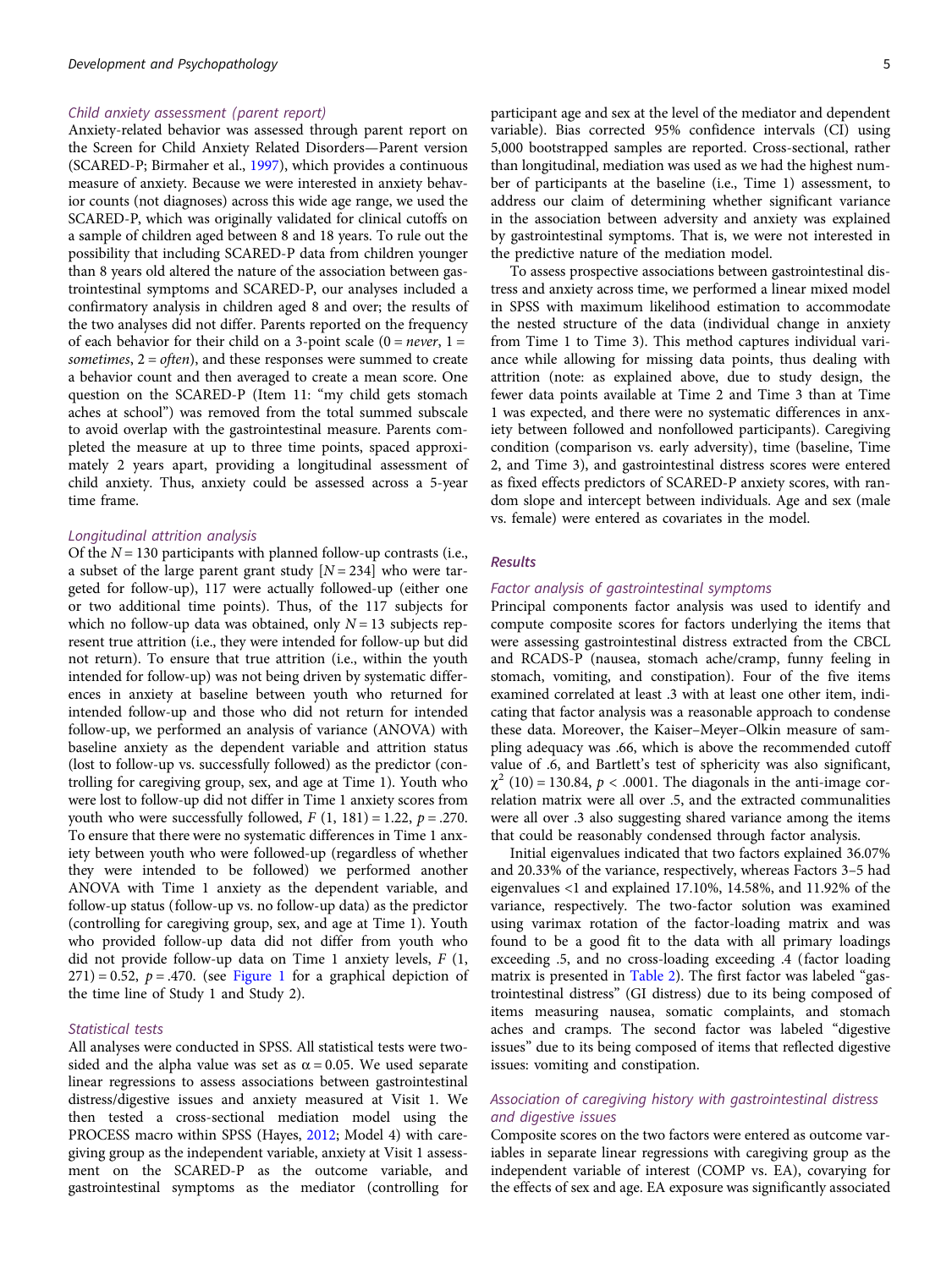### Child anxiety assessment (parent report)

Anxiety-related behavior was assessed through parent report on the Screen for Child Anxiety Related Disorders—Parent version (SCARED-P; Birmaher et al., 1997), which provides a continuous measure of anxiety. Because we were interested in anxiety behavior counts (not diagnoses) across this wide age range, we used the SCARED-P, which was originally validated for clinical cutoffs on a sample of children aged between 8 and 18 years. To rule out the possibility that including SCARED-P data from children younger than 8 years old altered the nature of the association between gastrointestinal symptoms and SCARED-P, our analyses included a confirmatory analysis in children aged 8 and over; the results of the two analyses did not differ. Parents reported on the frequency of each behavior for their child on a 3-point scale (0 = *never*, 1 = *sometimes*, 2 = *often*), and these responses were summed to create a behavior count and then averaged to create a mean score. One question on the SCARED-P (Item 11: "my child gets stomach aches at school") was removed from the total summed subscale to avoid overlap with the gastrointestinal measure. Parents completed the measure at up to three time points, spaced approximately 2 years apart, providing a longitudinal assessment of child anxiety. Thus, anxiety could be assessed across a 5-year time frame.

### Longitudinal attrition analysis

Of the $N = 130$ participants with planned follow-up contrasts (i.e., a subset of the large parent grant study [$N = 234$] who were targeted for follow-up), 117 were actually followed-up (either one or two additional time points). Thus, of the 117 subjects for which no follow-up data was obtained, only $N = 13$ subjects represent true attrition (i.e., they were intended for follow-up but did not return). To ensure that true attrition (i.e., within the youth intended for follow-up) was not being driven by systematic differences in anxiety at baseline between youth who returned for intended follow-up and those who did not return for intended follow-up, we performed an analysis of variance (ANOVA) with baseline anxiety as the dependent variable and attrition status (lost to follow-up vs. successfully followed) as the predictor (controlling for caregiving group, sex, and age at Time 1). Youth who were lost to follow-up did not differ in Time 1 anxiety scores from youth who were successfully followed, $F$ (1, 181) = 1.22, $p = .270$. To ensure that there were no systematic differences in Time 1 anxiety between youth who were followed-up (regardless of whether they were intended to be followed) we performed another ANOVA with Time 1 anxiety as the dependent variable, and follow-up status (follow-up vs. no follow-up data) as the predictor (controlling for caregiving group, sex, and age at Time 1). Youth who provided follow-up data did not differ from youth who did not provide follow-up data on Time 1 anxiety levels, $F$ (1, 271) = 0.52, $p = .470$. (see Figure 1 for a graphical depiction of the time line of Study 1 and Study 2).

### Statistical tests

All analyses were conducted in SPSS. All statistical tests were two-sided and the alpha value was set as $\alpha = 0.05$. We used separate linear regressions to assess associations between gastrointestinal distress/digestive issues and anxiety measured at Visit 1. We then tested a cross-sectional mediation model using the PROCESS macro within SPSS (Hayes, 2012; Model 4) with caregiving group as the independent variable, anxiety at Visit 1 assessment on the SCARED-P as the outcome variable, and gastrointestinal symptoms as the mediator (controlling for participant age and sex at the level of the mediator and dependent variable). Bias corrected 95% confidence intervals (CI) using 5,000 bootstrapped samples are reported. Cross-sectional, rather than longitudinal, mediation was used as we had the highest number of participants at the baseline (i.e., Time 1) assessment, to address our claim of determining whether significant variance in the association between adversity and anxiety was explained by gastrointestinal symptoms. That is, we were not interested in the predictive nature of the mediation model.

To assess prospective associations between gastrointestinal distress and anxiety across time, we performed a linear mixed model in SPSS with maximum likelihood estimation to accommodate the nested structure of the data (individual change in anxiety from Time 1 to Time 3). This method captures individual variance while allowing for missing data points, thus dealing with attrition (note: as explained above, due to study design, the fewer data points available at Time 2 and Time 3 than at Time 1 was expected, and there were no systematic differences in anxiety between followed and nonfollowed participants). Caregiving condition (comparison vs. early adversity), time (baseline, Time 2, and Time 3), and gastrointestinal distress scores were entered as fixed effects predictors of SCARED-P anxiety scores, with random slope and intercept between individuals. Age and sex (male vs. female) were entered as covariates in the model.

## Results

### Factor analysis of gastrointestinal symptoms

Principal components factor analysis was used to identify and compute composite scores for factors underlying the items that were assessing gastrointestinal distress extracted from the CBCL and RCADS-P (nausea, stomach ache/cramp, funny feeling in stomach, vomiting, and constipation). Four of the five items examined correlated at least .3 with at least one other item, indicating that factor analysis was a reasonable approach to condense these data. Moreover, the Kaiser–Meyer–Olkin measure of sampling adequacy was .66, which is above the recommended cutoff value of .6, and Bartlett's test of sphericity was also significant, $\chi^2$ (10) = 130.84, $p < .0001$. The diagonals in the anti-image correlation matrix were all over .5, and the extracted communalities were all over .3 also suggesting shared variance among the items that could be reasonably condensed through factor analysis.

Initial eigenvalues indicated that two factors explained 36.07% and 20.33% of the variance, respectively, whereas Factors 3–5 had eigenvalues <1 and explained 17.10%, 14.58%, and 11.92% of the variance, respectively. The two-factor solution was examined using varimax rotation of the factor-loading matrix and was found to be a good fit to the data with all primary loadings exceeding .5, and no cross-loading exceeding .4 (factor loading matrix is presented in Table 2). The first factor was labeled "gastrointestinal distress" (GI distress) due to its being composed of items measuring nausea, somatic complaints, and stomach aches and cramps. The second factor was labeled "digestive issues" due to its being composed of items that reflected digestive issues: vomiting and constipation.

### Association of caregiving history with gastrointestinal distress and digestive issues

Composite scores on the two factors were entered as outcome variables in separate linear regressions with caregiving group as the independent variable of interest (COMP vs. EA), covarying for the effects of sex and age. EA exposure was significantly associated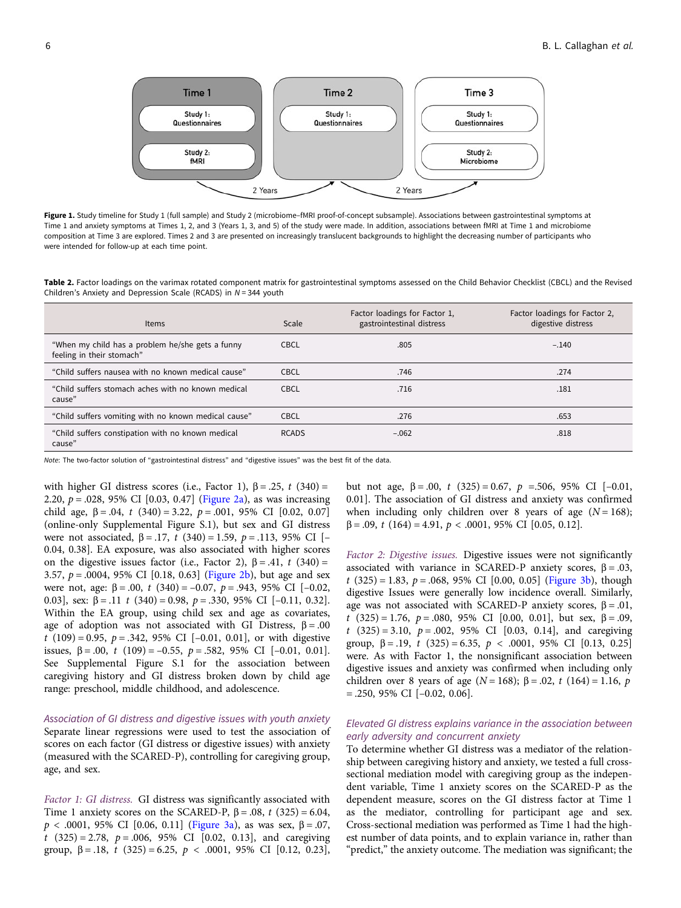Time 1

Study 1: Questionnaires

Study 2: fMRI

Time 2

Study 1: Questionnaires

Time 3

Study 1: Questionnaires

Study 2: Microbiome

2 Years

2 Years

**Figure 1.** Study timeline for Study 1 (full sample) and Study 2 (microbiome–fMRI proof-of-concept subsample). Associations between gastrointestinal symptoms at Time 1 and anxiety symptoms at Times 1, 2, and 3 (Years 1, 3, and 5) of the study were made. In addition, associations between fMRI at Time 1 and microbiome composition at Time 3 are explored. Times 2 and 3 are presented on increasingly translucent backgrounds to highlight the decreasing number of participants who were intended for follow-up at each time point.

**Table 2.** Factor loadings on the varimax rotated component matrix for gastrointestinal symptoms assessed on the Child Behavior Checklist (CBCL) and the Revised Children's Anxiety and Depression Scale (RCADS) in *N* = 344 youth

| Items | Scale | Factor loadings for Factor 1, gastrointestinal distress | Factor loadings for Factor 2, digestive distress |
|---|---|---|---|
| "When my child has a problem he/she gets a funny feeling in their stomach" | CBCL | .805 | −.140 |
| "Child suffers nausea with no known medical cause" | CBCL | .746 | .274 |
| "Child suffers stomach aches with no known medical cause" | CBCL | .716 | .181 |
| "Child suffers vomiting with no known medical cause" | CBCL | .276 | .653 |
| "Child suffers constipation with no known medical cause" | RCADS | −.062 | .818 |

*Note*: The two-factor solution of "gastrointestinal distress" and "digestive issues" was the best fit of the data.

with higher GI distress scores (i.e., Factor 1), β = .25, $t$ (340) = 2.20, $p$ = .028, 95% CI [0.03, 0.47] (Figure 2a), as was increasing child age, β = .04, $t$ (340) = 3.22, $p$ = .001, 95% CI [0.02, 0.07] (online-only Supplemental Figure S.1), but sex and GI distress were not associated, β = .17, $t$ (340) = 1.59, $p$ = .113, 95% CI [−0.04, 0.38]. EA exposure, was also associated with higher scores on the digestive issues factor (i.e., Factor 2), β = .41, $t$ (340) = 3.57, $p$ = .0004, 95% CI [0.18, 0.63] (Figure 2b), but age and sex were not, age: β = .00, $t$ (340) = −0.07, $p$ = .943, 95% CI [−0.02, 0.03], sex: β = .11 $t$ (340) = 0.98, $p$ = .330, 95% CI [−0.11, 0.32]. Within the EA group, using child sex and age as covariates, age of adoption was not associated with GI Distress, β = .00 $t$ (109) = 0.95, $p$ = .342, 95% CI [−0.01, 0.01], or with digestive issues, β = .00, $t$ (109) = −0.55, $p$ = .582, 95% CI [−0.01, 0.01]. See Supplemental Figure S.1 for the association between caregiving history and GI distress broken down by child age range: preschool, middle childhood, and adolescence.

### *Association of GI distress and digestive issues with youth anxiety*

Separate linear regressions were used to test the association of scores on each factor (GI distress or digestive issues) with anxiety (measured with the SCARED-P), controlling for caregiving group, age, and sex.

*Factor 1: GI distress.* GI distress was significantly associated with Time 1 anxiety scores on the SCARED-P, β = .08, $t$ (325) = 6.04, $p$ < .0001, 95% CI [0.06, 0.11] (Figure 3a), as was sex, β = .07, $t$ (325) = 2.78, $p$ = .006, 95% CI [0.02, 0.13], and caregiving group, β = .18, $t$ (325) = 6.25, $p$ < .0001, 95% CI [0.12, 0.23], but not age, β = .00, $t$ (325) = 0.67, $p$ = .506, 95% CI [−0.01, 0.01]. The association of GI distress and anxiety was confirmed when including only children over 8 years of age (*N* = 168); β = .09, $t$ (164) = 4.91, $p$ < .0001, 95% CI [0.05, 0.12].

*Factor 2: Digestive issues.* Digestive issues were not significantly associated with variance in SCARED-P anxiety scores, β = .03, $t$ (325) = 1.83, $p$ = .068, 95% CI [0.00, 0.05] (Figure 3b), though digestive Issues were generally low incidence overall. Similarly, age was not associated with SCARED-P anxiety scores, β = .01, $t$ (325) = 1.76, $p$ = .080, 95% CI [0.00, 0.01], but sex, β = .09, $t$ (325) = 3.10, $p$ = .002, 95% CI [0.03, 0.14], and caregiving group, β = .19, $t$ (325) = 6.35, $p$ < .0001, 95% CI [0.13, 0.25] were. As with Factor 1, the nonsignificant association between digestive issues and anxiety was confirmed when including only children over 8 years of age (*N* = 168); β = .02, $t$ (164) = 1.16, $p$ = .250, 95% CI [−0.02, 0.06].

### *Elevated GI distress explains variance in the association between early adversity and concurrent anxiety*

To determine whether GI distress was a mediator of the relationship between caregiving history and anxiety, we tested a full cross-sectional mediation model with caregiving group as the independent variable, Time 1 anxiety scores on the SCARED-P as the dependent measure, scores on the GI distress factor at Time 1 as the mediator, controlling for participant age and sex. Cross-sectional mediation was performed as Time 1 had the highest number of data points, and to explain variance in, rather than "predict," the anxiety outcome. The mediation was significant; the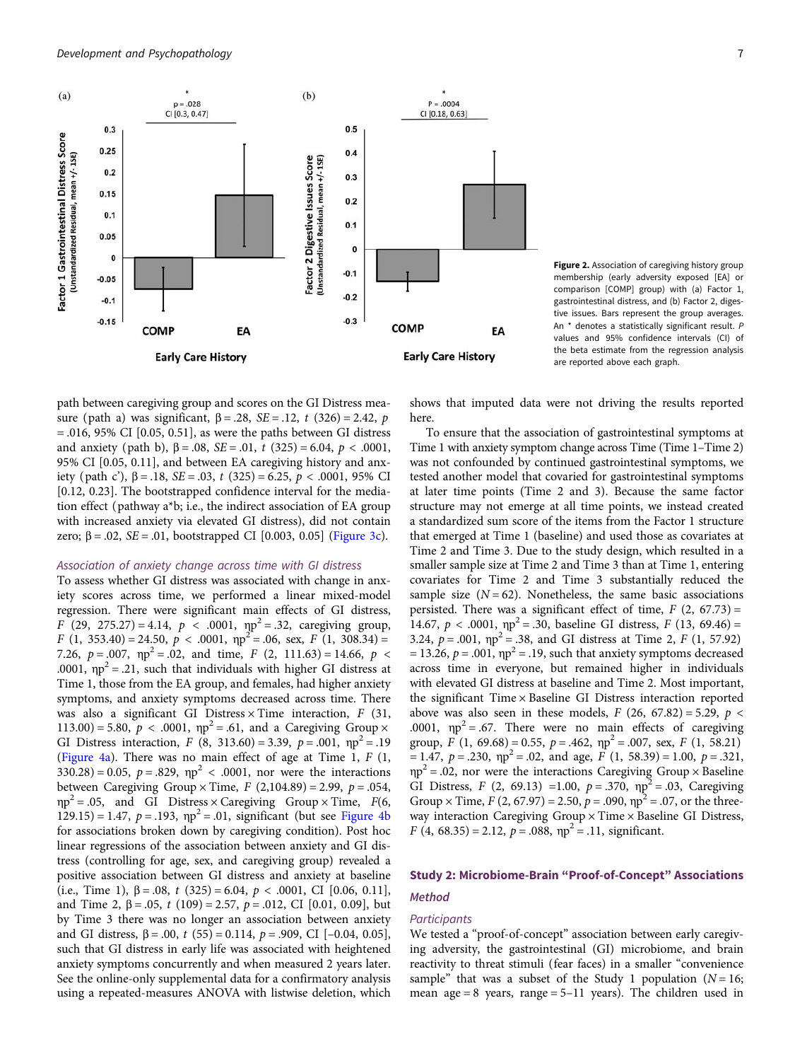**Figure 2.** Association of caregiving history group membership (early adversity exposed [EA] or comparison [COMP] group) with (a) Factor 1, gastrointestinal distress, and (b) Factor 2, digestive issues. Bars represent the group averages. An * denotes a statistically significant result. *P* values and 95% confidence intervals (CI) of the beta estimate from the regression analysis are reported above each graph.

path between caregiving group and scores on the GI Distress measure (path a) was significant, β = .28, *SE* = .12, *t* (326) = 2.42, *p* = .016, 95% CI [0.05, 0.51], as were the paths between GI distress and anxiety (path b), β = .08, *SE* = .01, *t* (325) = 6.04, *p* < .0001, 95% CI [0.05, 0.11], and between EA caregiving history and anxiety (path c'), β = .18, *SE* = .03, *t* (325) = 6.25, *p* < .0001, 95% CI [0.12, 0.23]. The bootstrapped confidence interval for the mediation effect (pathway a*b; i.e., the indirect association of EA group with increased anxiety via elevated GI distress), did not contain zero; β = .02, *SE* = .01, bootstrapped CI [0.003, 0.05] (Figure 3c).

### *Association of anxiety change across time with GI distress*

To assess whether GI distress was associated with change in anxiety scores across time, we performed a linear mixed-model regression. There were significant main effects of GI distress, *F* (29, 275.27) = 4.14, *p* < .0001, $\eta p^2$ = .32, caregiving group, *F* (1, 353.40) = 24.50, *p* < .0001, $\eta p^2$ = .06, sex, *F* (1, 308.34) = 7.26, *p* = .007, $\eta p^2$ = .02, and time, *F* (2, 111.63) = 14.66, *p* < .0001, $\eta p^2$ = .21, such that individuals with higher GI distress at Time 1, those from the EA group, and females, had higher anxiety symptoms, and anxiety symptoms decreased across time. There was also a significant GI Distress × Time interaction, *F* (31, 113.00) = 5.80, *p* < .0001, $\eta p^2$ = .61, and a Caregiving Group × GI Distress interaction, *F* (8, 313.60) = 3.39, *p* = .001, $\eta p^2$ = .19 (Figure 4a). There was no main effect of age at Time 1, *F* (1, 330.28) = 0.05, *p* = .829, $\eta p^2$ < .0001, nor were the interactions between Caregiving Group × Time, *F* (2,104.89) = 2.99, *p* = .054, $\eta p^2$ = .05, and GI Distress × Caregiving Group × Time, *F*(6, 129.15) = 1.47, *p* = .193, $\eta p^2$ = .01, significant (but see Figure 4b for associations broken down by caregiving condition). Post hoc linear regressions of the association between anxiety and GI distress (controlling for age, sex, and caregiving group) revealed a positive association between GI distress and anxiety at baseline (i.e., Time 1), β = .08, *t* (325) = 6.04, *p* < .0001, CI [0.06, 0.11], and Time 2, β = .05, *t* (109) = 2.57, *p* = .012, CI [0.01, 0.09], but by Time 3 there was no longer an association between anxiety and GI distress, β = .00, *t* (55) = 0.114, *p* = .909, CI [−0.04, 0.05], such that GI distress in early life was associated with heightened anxiety symptoms concurrently and when measured 2 years later. See the online-only supplemental data for a confirmatory analysis using a repeated-measures ANOVA with listwise deletion, which shows that imputed data were not driving the results reported here.

To ensure that the association of gastrointestinal symptoms at Time 1 with anxiety symptom change across Time (Time 1–Time 2) was not confounded by continued gastrointestinal symptoms, we tested another model that covaried for gastrointestinal symptoms at later time points (Time 2 and 3). Because the same factor structure may not emerge at all time points, we instead created a standardized sum score of the items from the Factor 1 structure that emerged at Time 1 (baseline) and used those as covariates at Time 2 and Time 3. Due to the study design, which resulted in a smaller sample size at Time 2 and Time 3 than at Time 1, entering covariates for Time 2 and Time 3 substantially reduced the sample size (*N* = 62). Nonetheless, the same basic associations persisted. There was a significant effect of time, *F* (2, 67.73) = 14.67, *p* < .0001, $\eta p^2$ = .30, baseline GI distress, *F* (13, 69.46) = 3.24, *p* = .001, $\eta p^2$ = .38, and GI distress at Time 2, *F* (1, 57.92) = 13.26, *p* = .001, $\eta p^2$ = .19, such that anxiety symptoms decreased across time in everyone, but remained higher in individuals with elevated GI distress at baseline and Time 2. Most important, the significant Time × Baseline GI Distress interaction reported above was also seen in these models, *F* (26, 67.82) = 5.29, *p* < .0001, $\eta p^2$ = .67. There were no main effects of caregiving group, *F* (1, 69.68) = 0.55, *p* = .462, $\eta p^2$ = .007, sex, *F* (1, 58.21) = 1.47, *p* = .230, $\eta p^2$ = .02, and age, *F* (1, 58.39) = 1.00, *p* = .321, $\eta p^2$ = .02, nor were the interactions Caregiving Group × Baseline GI Distress, *F* (2, 69.13) =1.00, *p* = .370, $\eta p^2$ = .03, Caregiving Group × Time, *F* (2, 67.97) = 2.50, *p* = .090, $\eta p^2$ = .07, or the three-way interaction Caregiving Group × Time × Baseline GI Distress, *F* (4, 68.35) = 2.12, *p* = .088, $\eta p^2$ = .11, significant.

## Study 2: Microbiome-Brain "Proof-of-Concept" Associations

### *Method*

#### *Participants*

We tested a "proof-of-concept" association between early caregiving adversity, the gastrointestinal (GI) microbiome, and brain reactivity to threat stimuli (fear faces) in a smaller "convenience sample" that was a subset of the Study 1 population (*N* = 16; mean age = 8 years, range = 5–11 years). The children used in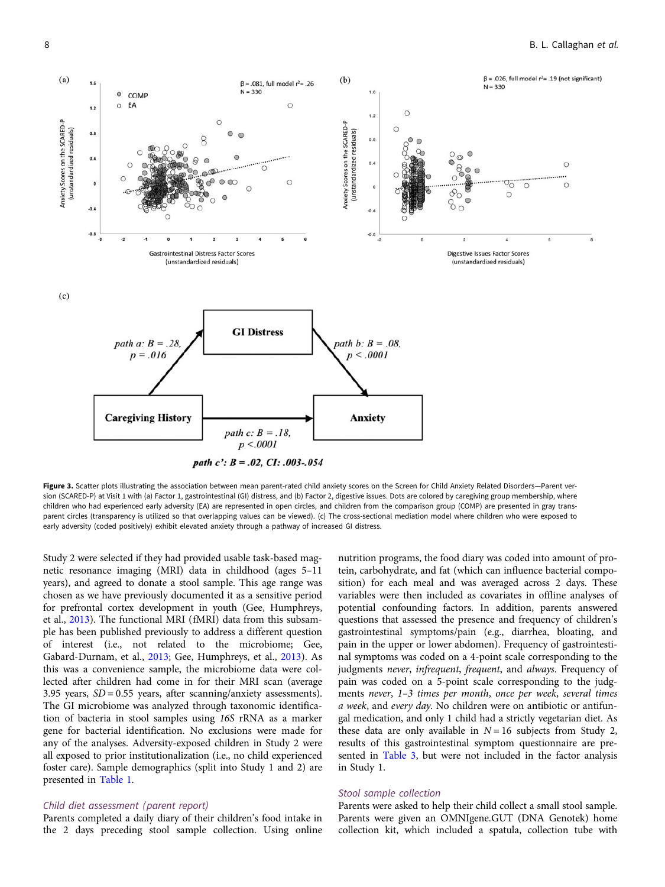Figure 3. Scatter plots illustrating the association between mean parent-rated child anxiety scores on the Screen for Child Anxiety Related Disorders—Parent version (SCARED-P) at Visit 1 with (a) Factor 1, gastrointestinal (GI) distress, and (b) Factor 2, digestive issues. Dots are colored by caregiving group membership, where children who had experienced early adversity (EA) are represented in open circles, and children from the comparison group (COMP) are presented in gray transparent circles (transparency is utilized so that overlapping values can be viewed). (c) The cross-sectional mediation model where children who were exposed to early adversity (coded positively) exhibit elevated anxiety through a pathway of increased GI distress.

Study 2 were selected if they had provided usable task-based magnetic resonance imaging (MRI) data in childhood (ages 5–11 years), and agreed to donate a stool sample. This age range was chosen as we have previously documented it as a sensitive period for prefrontal cortex development in youth (Gee, Humphreys, et al., 2013). The functional MRI (fMRI) data from this subsample has been published previously to address a different question of interest (i.e., not related to the microbiome; Gee, Gabard-Durnam, et al., 2013; Gee, Humphreys, et al., 2013). As this was a convenience sample, the microbiome data were collected after children had come in for their MRI scan (average 3.95 years, *SD* = 0.55 years, after scanning/anxiety assessments). The GI microbiome was analyzed through taxonomic identification of bacteria in stool samples using *16S* rRNA as a marker gene for bacterial identification. No exclusions were made for any of the analyses. Adversity-exposed children in Study 2 were all exposed to prior institutionalization (i.e., no child experienced foster care). Sample demographics (split into Study 1 and 2) are presented in Table 1.

### *Child diet assessment (parent report)*

Parents completed a daily diary of their children's food intake in the 2 days preceding stool sample collection. Using online nutrition programs, the food diary was coded into amount of protein, carbohydrate, and fat (which can influence bacterial composition) for each meal and was averaged across 2 days. These variables were then included as covariates in offline analyses of potential confounding factors. In addition, parents answered questions that assessed the presence and frequency of children's gastrointestinal symptoms/pain (e.g., diarrhea, bloating, and pain in the upper or lower abdomen). Frequency of gastrointestinal symptoms was coded on a 4-point scale corresponding to the judgments *never*, *infrequent*, *frequent*, and *always*. Frequency of pain was coded on a 5-point scale corresponding to the judgments *never*, *1–3 times per month*, *once per week*, *several times a week*, and *every day*. No children were on antibiotic or antifungal medication, and only 1 child had a strictly vegetarian diet. As these data are only available in *N* = 16 subjects from Study 2, results of this gastrointestinal symptom questionnaire are presented in Table 3, but were not included in the factor analysis in Study 1.

### *Stool sample collection*

Parents were asked to help their child collect a small stool sample. Parents were given an OMNIgene.GUT (DNA Genotek) home collection kit, which included a spatula, collection tube with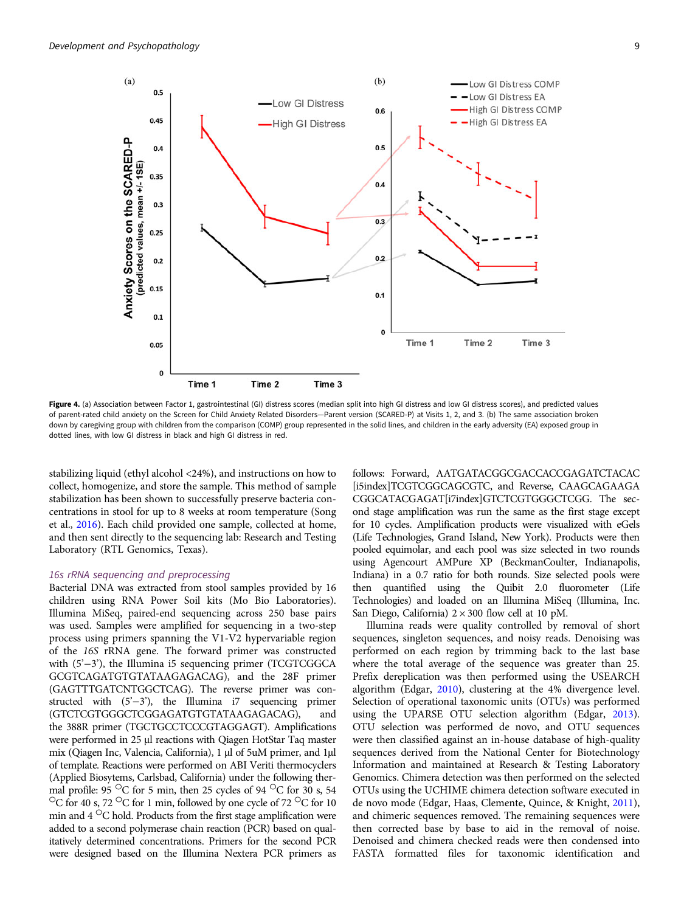Figure 4. (a) Association between Factor 1, gastrointestinal (GI) distress scores (median split into high GI distress and low GI distress scores), and predicted values of parent-rated child anxiety on the Screen for Child Anxiety Related Disorders—Parent version (SCARED-P) at Visits 1, 2, and 3. (b) The same association broken down by caregiving group with children from the comparison (COMP) group represented in the solid lines, and children in the early adversity (EA) exposed group in dotted lines, with low GI distress in black and high GI distress in red.

stabilizing liquid (ethyl alcohol <24%), and instructions on how to collect, homogenize, and store the sample. This method of sample stabilization has been shown to successfully preserve bacteria concentrations in stool for up to 8 weeks at room temperature (Song et al., 2016). Each child provided one sample, collected at home, and then sent directly to the sequencing lab: Research and Testing Laboratory (RTL Genomics, Texas).

### 16s rRNA sequencing and preprocessing

Bacterial DNA was extracted from stool samples provided by 16 children using RNA Power Soil kits (Mo Bio Laboratories). Illumina MiSeq, paired-end sequencing across 250 base pairs was used. Samples were amplified for sequencing in a two-step process using primers spanning the V1-V2 hypervariable region of the *16S* rRNA gene. The forward primer was constructed with (5'−3'), the Illumina i5 sequencing primer (TCGTCGGCAGCGTCAGATGTGTATAAGAGACAG), and the 28F primer (GAGTTTGATCNTGGCTCAG). The reverse primer was constructed with (5'−3'), the Illumina i7 sequencing primer (GTCTCGTGGGCTCGGAGATGTGTATAAGAGACAG), and the 388R primer (TGCTGCCTCCCGTAGGAGT). Amplifications were performed in 25 µl reactions with Qiagen HotStar Taq master mix (Qiagen Inc, Valencia, California), 1 µl of 5uM primer, and 1µl of template. Reactions were performed on ABI Veriti thermocyclers (Applied Biosystems, Carlsbad, California) under the following thermal profile: 95 °C for 5 min, then 25 cycles of 94 °C for 30 s, 54 °C for 40 s, 72 °C for 1 min, followed by one cycle of 72 °C for 10 min and 4 °C hold. Products from the first stage amplification were added to a second polymerase chain reaction (PCR) based on qualitatively determined concentrations. Primers for the second PCR were designed based on the Illumina Nextera PCR primers as follows: Forward, AATGATACGGCGACCACCGAGATCTACAC[i5index]TCGTCGGCAGCGTC, and Reverse, CAAGCAGAAGACGGCATACGAGAT[i7index]GTCTCGTGGGCTCGG. The second stage amplification was run the same as the first stage except for 10 cycles. Amplification products were visualized with eGels (Life Technologies, Grand Island, New York). Products were then pooled equimolar, and each pool was size selected in two rounds using Agencourt AMPure XP (BeckmanCoulter, Indianapolis, Indiana) in a 0.7 ratio for both rounds. Size selected pools were then quantified using the Quibit 2.0 fluorometer (Life Technologies) and loaded on an Illumina MiSeq (Illumina, Inc. San Diego, California) 2 × 300 flow cell at 10 pM.

Illumina reads were quality controlled by removal of short sequences, singleton sequences, and noisy reads. Denoising was performed on each region by trimming back to the last base where the total average of the sequence was greater than 25. Prefix dereplication was then performed using the USEARCH algorithm (Edgar, 2010), clustering at the 4% divergence level. Selection of operational taxonomic units (OTUs) was performed using the UPARSE OTU selection algorithm (Edgar, 2013). OTU selection was performed de novo, and OTU sequences were then classified against an in-house database of high-quality sequences derived from the National Center for Biotechnology Information and maintained at Research & Testing Laboratory Genomics. Chimera detection was then performed on the selected OTUs using the UCHIME chimera detection software executed in de novo mode (Edgar, Haas, Clemente, Quince, & Knight, 2011), and chimeric sequences removed. The remaining sequences were then corrected base by base to aid in the removal of noise. Denoised and chimera checked reads were then condensed into FASTA formatted files for taxonomic identification and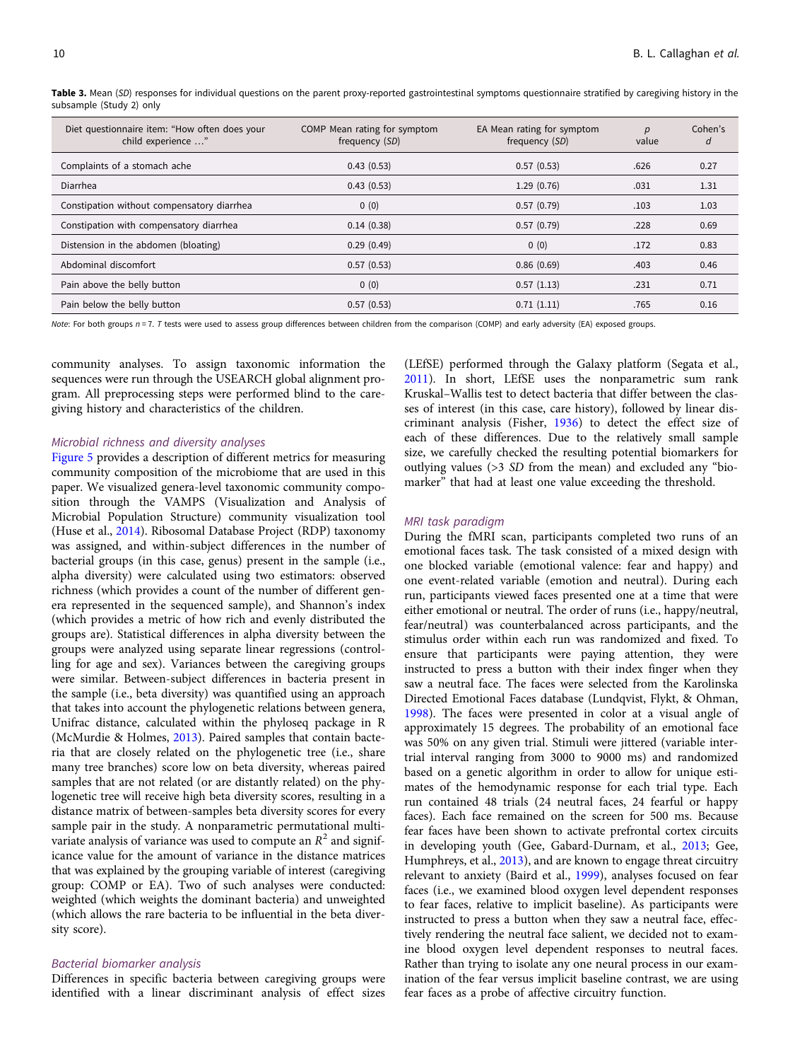**Table 3.** Mean (*SD*) responses for individual questions on the parent proxy-reported gastrointestinal symptoms questionnaire stratified by caregiving history in the subsample (Study 2) only

| Diet questionnaire item: "How often does your child experience …" | COMP Mean rating for symptom frequency (*SD*) | EA Mean rating for symptom frequency (*SD*) | *p* value | Cohen's *d* |
|---|---|---|---|---|
| Complaints of a stomach ache | 0.43 (0.53) | 0.57 (0.53) | .626 | 0.27 |
| Diarrhea | 0.43 (0.53) | 1.29 (0.76) | .031 | 1.31 |
| Constipation without compensatory diarrhea | 0 (0) | 0.57 (0.79) | .103 | 1.03 |
| Constipation with compensatory diarrhea | 0.14 (0.38) | 0.57 (0.79) | .228 | 0.69 |
| Distension in the abdomen (bloating) | 0.29 (0.49) | 0 (0) | .172 | 0.83 |
| Abdominal discomfort | 0.57 (0.53) | 0.86 (0.69) | .403 | 0.46 |
| Pain above the belly button | 0 (0) | 0.57 (1.13) | .231 | 0.71 |
| Pain below the belly button | 0.57 (0.53) | 0.71 (1.11) | .765 | 0.16 |

*Note*: For both groups *n* = 7. *T* tests were used to assess group differences between children from the comparison (COMP) and early adversity (EA) exposed groups.

community analyses. To assign taxonomic information the sequences were run through the USEARCH global alignment program. All preprocessing steps were performed blind to the caregiving history and characteristics of the children.

### *Microbial richness and diversity analyses*

Figure 5 provides a description of different metrics for measuring community composition of the microbiome that are used in this paper. We visualized genera-level taxonomic community composition through the VAMPS (Visualization and Analysis of Microbial Population Structure) community visualization tool (Huse et al., 2014). Ribosomal Database Project (RDP) taxonomy was assigned, and within-subject differences in the number of bacterial groups (in this case, genus) present in the sample (i.e., alpha diversity) were calculated using two estimators: observed richness (which provides a count of the number of different genera represented in the sequenced sample), and Shannon's index (which provides a metric of how rich and evenly distributed the groups are). Statistical differences in alpha diversity between the groups were analyzed using separate linear regressions (controlling for age and sex). Variances between the caregiving groups were similar. Between-subject differences in bacteria present in the sample (i.e., beta diversity) was quantified using an approach that takes into account the phylogenetic relations between genera, Unifrac distance, calculated within the phyloseq package in R (McMurdie & Holmes, 2013). Paired samples that contain bacteria that are closely related on the phylogenetic tree (i.e., share many tree branches) score low on beta diversity, whereas paired samples that are not related (or are distantly related) on the phylogenetic tree will receive high beta diversity scores, resulting in a distance matrix of between-samples beta diversity scores for every sample pair in the study. A nonparametric permutational multivariate analysis of variance was used to compute an $R^2$ and significance value for the amount of variance in the distance matrices that was explained by the grouping variable of interest (caregiving group: COMP or EA). Two of such analyses were conducted: weighted (which weights the dominant bacteria) and unweighted (which allows the rare bacteria to be influential in the beta diversity score).

### *Bacterial biomarker analysis*

Differences in specific bacteria between caregiving groups were identified with a linear discriminant analysis of effect sizes (LEfSE) performed through the Galaxy platform (Segata et al., 2011). In short, LEfSE uses the nonparametric sum rank Kruskal–Wallis test to detect bacteria that differ between the classes of interest (in this case, care history), followed by linear discriminant analysis (Fisher, 1936) to detect the effect size of each of these differences. Due to the relatively small sample size, we carefully checked the resulting potential biomarkers for outlying values (>3 *SD* from the mean) and excluded any "biomarker" that had at least one value exceeding the threshold.

### *MRI task paradigm*

During the fMRI scan, participants completed two runs of an emotional faces task. The task consisted of a mixed design with one blocked variable (emotional valence: fear and happy) and one event-related variable (emotion and neutral). During each run, participants viewed faces presented one at a time that were either emotional or neutral. The order of runs (i.e., happy/neutral, fear/neutral) was counterbalanced across participants, and the stimulus order within each run was randomized and fixed. To ensure that participants were paying attention, they were instructed to press a button with their index finger when they saw a neutral face. The faces were selected from the Karolinska Directed Emotional Faces database (Lundqvist, Flykt, & Ohman, 1998). The faces were presented in color at a visual angle of approximately 15 degrees. The probability of an emotional face was 50% on any given trial. Stimuli were jittered (variable intertrial interval ranging from 3000 to 9000 ms) and randomized based on a genetic algorithm in order to allow for unique estimates of the hemodynamic response for each trial type. Each run contained 48 trials (24 neutral faces, 24 fearful or happy faces). Each face remained on the screen for 500 ms. Because fear faces have been shown to activate prefrontal cortex circuits in developing youth (Gee, Gabard-Durnam, et al., 2013; Gee, Humphreys, et al., 2013), and are known to engage threat circuitry relevant to anxiety (Baird et al., 1999), analyses focused on fear faces (i.e., we examined blood oxygen level dependent responses to fear faces, relative to implicit baseline). As participants were instructed to press a button when they saw a neutral face, effectively rendering the neutral face salient, we decided not to examine blood oxygen level dependent responses to neutral faces. Rather than trying to isolate any one neural process in our examination of the fear versus implicit baseline contrast, we are using fear faces as a probe of affective circuitry function.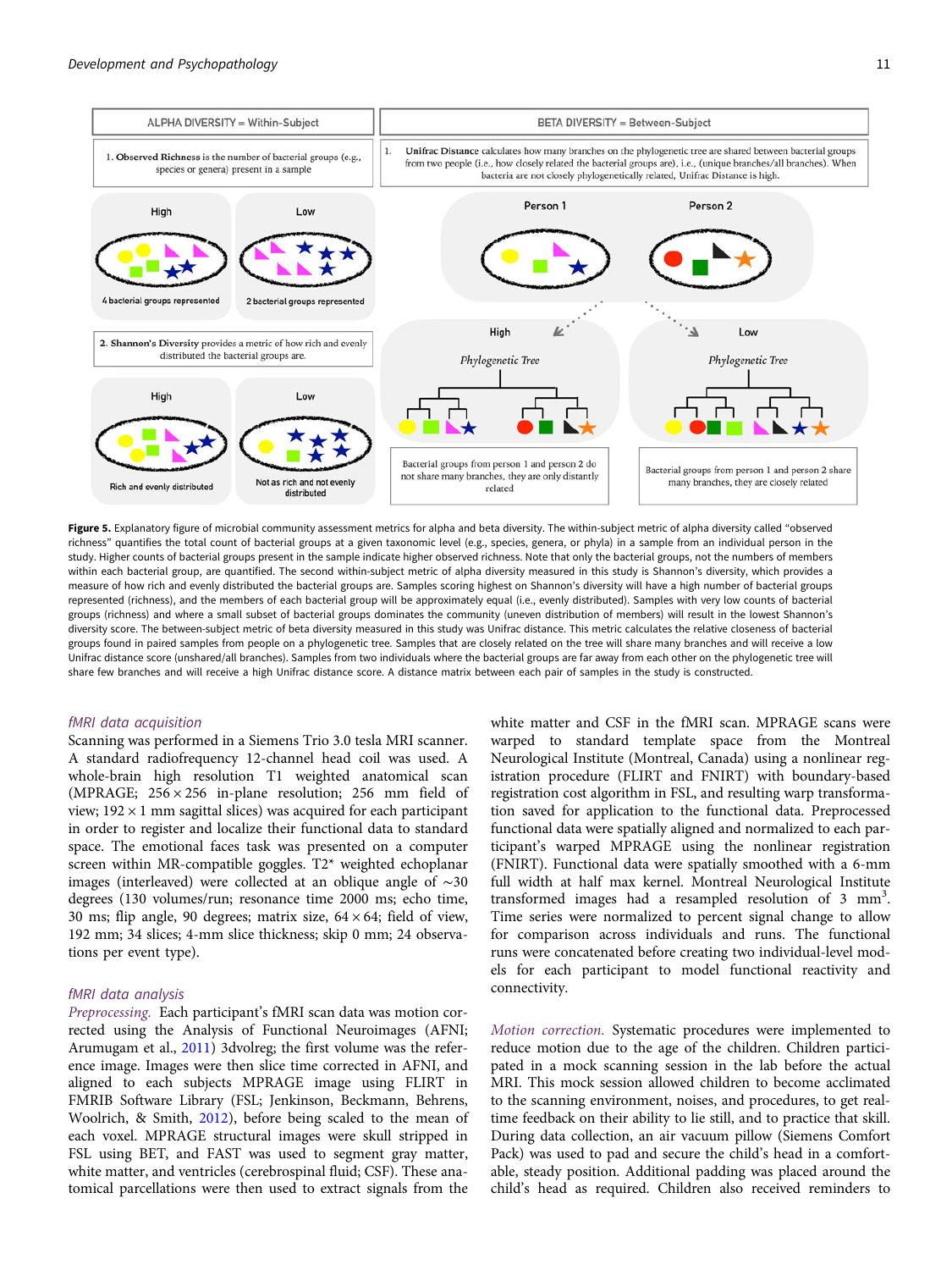ALPHA DIVERSITY = Within-Subject

1. **Observed Richness** is the number of bacterial groups (e.g., species or genera) present in a sample

High

4 bacterial groups represented

Low

2 bacterial groups represented

2. **Shannon's Diversity** provides a metric of how rich and evenly distributed the bacterial groups are.

High

Rich and evenly distributed

Low

Not as rich and not evenly distributed

BETA DIVERSITY = Between-Subject

1. **Unifrac Distance** calculates how many branches on the phylogenetic tree are shared between bacterial groups from two people (i.e., how closely related the bacterial groups are), i.e., (unique branches/all branches). When bacteria are not closely phylogenetically related, Unifrac Distance is high.

Person 1

Person 2

High

Phylogenetic Tree

Bacterial groups from person 1 and person 2 do not share many branches, they are only distantly related

Low

Phylogenetic Tree

Bacterial groups from person 1 and person 2 share many branches, they are closely related

**Figure 5.** Explanatory figure of microbial community assessment metrics for alpha and beta diversity. The within-subject metric of alpha diversity called "observed richness" quantifies the total count of bacterial groups at a given taxonomic level (e.g., species, genera, or phyla) in a sample from an individual person in the study. Higher counts of bacterial groups present in the sample indicate higher observed richness. Note that only the bacterial groups, not the numbers of members within each bacterial group, are quantified. The second within-subject metric of alpha diversity measured in this study is Shannon's diversity, which provides a measure of how rich and evenly distributed the bacterial groups are. Samples scoring highest on Shannon's diversity will have a high number of bacterial groups represented (richness), and the members of each bacterial group will be approximately equal (i.e., evenly distributed). Samples with very low counts of bacterial groups (richness) and where a small subset of bacterial groups dominates the community (uneven distribution of members) will result in the lowest Shannon's diversity score. The between-subject metric of beta diversity measured in this study was Unifrac distance. This metric calculates the relative closeness of bacterial groups found in paired samples from people on a phylogenetic tree. Samples that are closely related on the tree will share many branches and will receive a low Unifrac distance score (unshared/all branches). Samples from two individuals where the bacterial groups are far away from each other on the phylogenetic tree will share few branches and will receive a high Unifrac distance score. A distance matrix between each pair of samples in the study is constructed.

### *fMRI data acquisition*

Scanning was performed in a Siemens Trio 3.0 tesla MRI scanner. A standard radiofrequency 12-channel head coil was used. A whole-brain high resolution T1 weighted anatomical scan (MPRAGE; $256 \times 256$ in-plane resolution; 256 mm field of view; $192 \times 1$ mm sagittal slices) was acquired for each participant in order to register and localize their functional data to standard space. The emotional faces task was presented on a computer screen within MR-compatible goggles. T2* weighted echoplanar images (interleaved) were collected at an oblique angle of ∼30 degrees (130 volumes/run; resonance time 2000 ms; echo time, 30 ms; flip angle, 90 degrees; matrix size, $64 \times 64$; field of view, 192 mm; 34 slices; 4-mm slice thickness; skip 0 mm; 24 observations per event type).

### *fMRI data analysis*

*Preprocessing.* Each participant's fMRI scan data was motion corrected using the Analysis of Functional Neuroimages (AFNI; Arumugam et al., 2011) 3dvolreg; the first volume was the reference image. Images were then slice time corrected in AFNI, and aligned to each subjects MPRAGE image using FLIRT in FMRIB Software Library (FSL; Jenkinson, Beckmann, Behrens, Woolrich, & Smith, 2012), before being scaled to the mean of each voxel. MPRAGE structural images were skull stripped in FSL using BET, and FAST was used to segment gray matter, white matter, and ventricles (cerebrospinal fluid; CSF). These anatomical parcellations were then used to extract signals from the white matter and CSF in the fMRI scan. MPRAGE scans were warped to standard template space from the Montreal Neurological Institute (Montreal, Canada) using a nonlinear registration procedure (FLIRT and FNIRT) with boundary-based registration cost algorithm in FSL, and resulting warp transformation saved for application to the functional data. Preprocessed functional data were spatially aligned and normalized to each participant's warped MPRAGE using the nonlinear registration (FNIRT). Functional data were spatially smoothed with a 6-mm full width at half max kernel. Montreal Neurological Institute transformed images had a resampled resolution of 3 mm$^3$. Time series were normalized to percent signal change to allow for comparison across individuals and runs. The functional runs were concatenated before creating two individual-level models for each participant to model functional reactivity and connectivity.

*Motion correction.* Systematic procedures were implemented to reduce motion due to the age of the children. Children participated in a mock scanning session in the lab before the actual MRI. This mock session allowed children to become acclimated to the scanning environment, noises, and procedures, to get real-time feedback on their ability to lie still, and to practice that skill. During data collection, an air vacuum pillow (Siemens Comfort Pack) was used to pad and secure the child's head in a comfortable, steady position. Additional padding was placed around the child's head as required. Children also received reminders to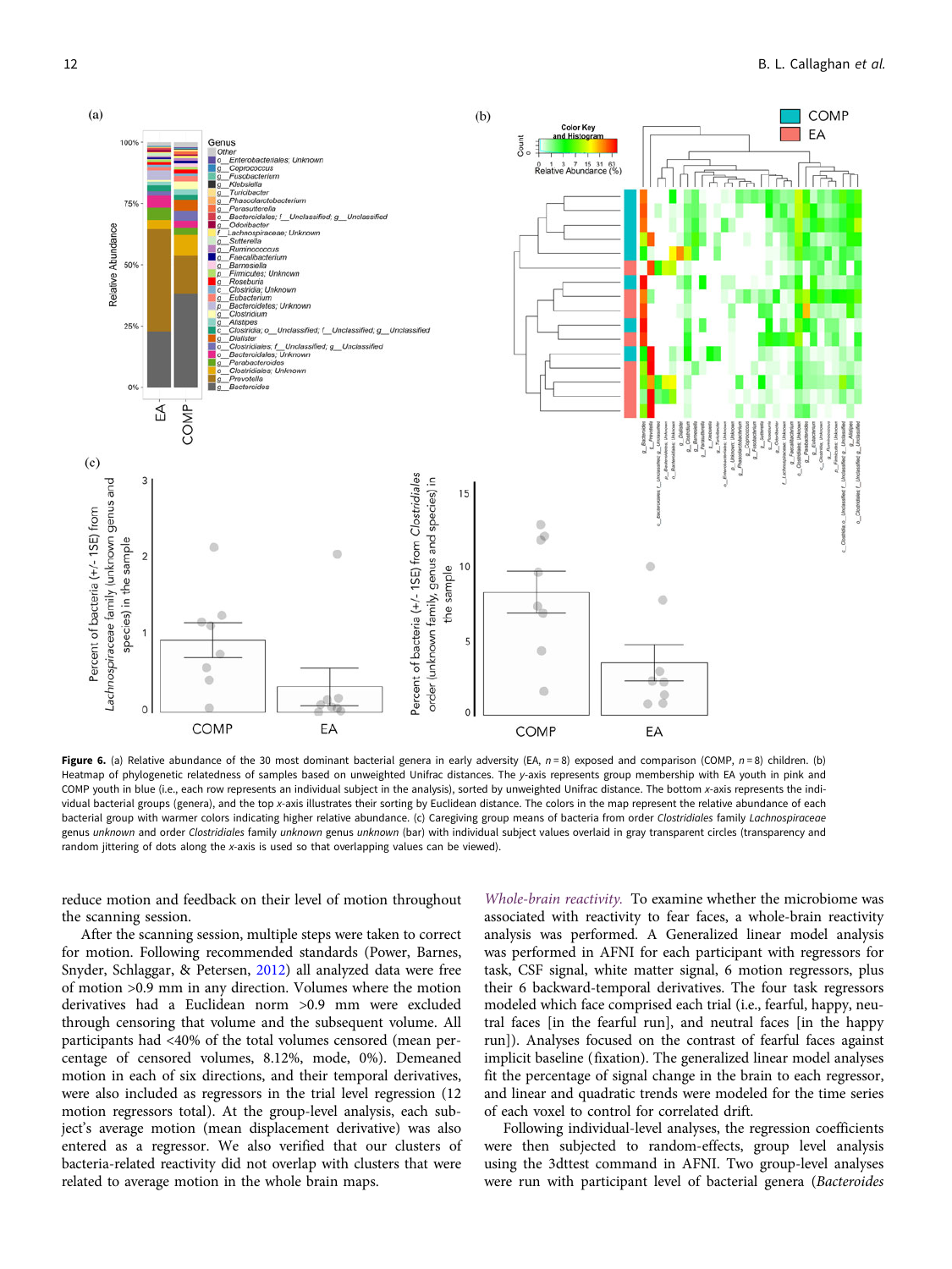**Figure 6.** (a) Relative abundance of the 30 most dominant bacterial genera in early adversity (EA, $n = 8$) exposed and comparison (COMP, $n = 8$) children. (b) Heatmap of phylogenetic relatedness of samples based on unweighted Unifrac distances. The *y*-axis represents group membership with EA youth in pink and COMP youth in blue (i.e., each row represents an individual subject in the analysis), sorted by unweighted Unifrac distance. The bottom *x*-axis represents the individual bacterial groups (genera), and the top *x*-axis illustrates their sorting by Euclidean distance. The colors in the map represent the relative abundance of each bacterial group with warmer colors indicating higher relative abundance. (c) Caregiving group means of bacteria from order *Clostridiales* family *Lachnospiraceae* genus *unknown* and order *Clostridiales* family *unknown* genus *unknown* (bar) with individual subject values overlaid in gray transparent circles (transparency and random jittering of dots along the *x*-axis is used so that overlapping values can be viewed).

reduce motion and feedback on their level of motion throughout the scanning session.

After the scanning session, multiple steps were taken to correct for motion. Following recommended standards (Power, Barnes, Snyder, Schlaggar, & Petersen, 2012) all analyzed data were free of motion >0.9 mm in any direction. Volumes where the motion derivatives had a Euclidean norm >0.9 mm were excluded through censoring that volume and the subsequent volume. All participants had <40% of the total volumes censored (mean percentage of censored volumes, 8.12%, mode, 0%). Demeaned motion in each of six directions, and their temporal derivatives, were also included as regressors in the trial level regression (12 motion regressors total). At the group-level analysis, each subject's average motion (mean displacement derivative) was also entered as a regressor. We also verified that our clusters of bacteria-related reactivity did not overlap with clusters that were related to average motion in the whole brain maps.

*Whole-brain reactivity.* To examine whether the microbiome was associated with reactivity to fear faces, a whole-brain reactivity analysis was performed. A Generalized linear model analysis was performed in AFNI for each participant with regressors for task, CSF signal, white matter signal, 6 motion regressors, plus their 6 backward-temporal derivatives. The four task regressors modeled which face comprised each trial (i.e., fearful, happy, neutral faces [in the fearful run], and neutral faces [in the happy run]). Analyses focused on the contrast of fearful faces against implicit baseline (fixation). The generalized linear model analyses fit the percentage of signal change in the brain to each regressor, and linear and quadratic trends were modeled for the time series of each voxel to control for correlated drift.

Following individual-level analyses, the regression coefficients were then subjected to random-effects, group level analysis using the 3dttest command in AFNI. Two group-level analyses were run with participant level of bacterial genera (*Bacteroides*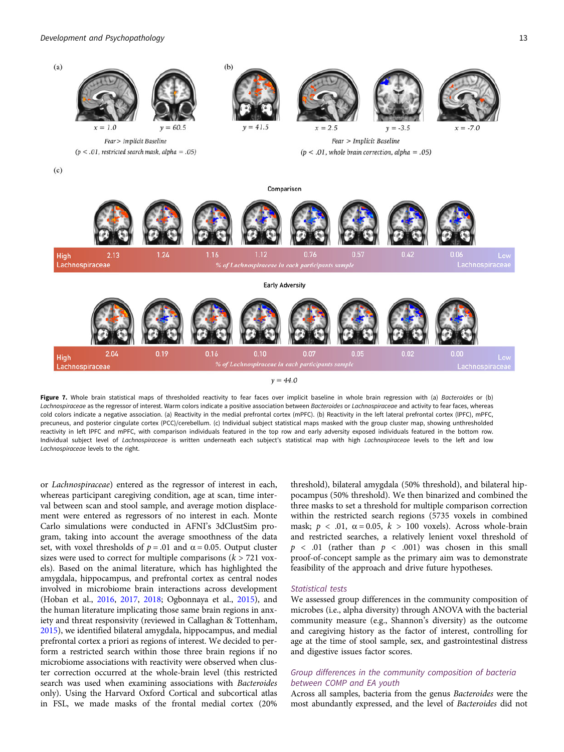**Figure 7.** Whole brain statistical maps of thresholded reactivity to fear faces over implicit baseline in whole brain regression with (a) *Bacteroides* or (b) *Lachnospiraceae* as the regressor of interest. Warm colors indicate a positive association between *Bacteroides* or *Lachnospiraceae* and activity to fear faces, whereas cold colors indicate a negative association. (a) Reactivity in the medial prefrontal cortex (mPFC). (b) Reactivity in the left lateral prefrontal cortex (lPFC), mPFC, precuneus, and posterior cingulate cortex (PCC)/cerebellum. (c) Individual subject statistical maps masked with the group cluster map, showing unthresholded reactivity in left lPFC and mPFC, with comparison individuals featured in the top row and early adversity exposed individuals featured in the bottom row. Individual subject level of *Lachnospiraceae* is written underneath each subject's statistical map with high *Lachnospiraceae* levels to the left and low *Lachnospiraceae* levels to the right.

or *Lachnospiraceae*) entered as the regressor of interest in each, whereas participant caregiving condition, age at scan, time interval between scan and stool sample, and average motion displacement were entered as regressors of no interest in each. Monte Carlo simulations were conducted in AFNI's 3dClustSim program, taking into account the average smoothness of the data set, with voxel thresholds of $p = .01$ and $\alpha = 0.05$. Output cluster sizes were used to correct for multiple comparisons ($k > 721$ voxels). Based on the animal literature, which has highlighted the amygdala, hippocampus, and prefrontal cortex as central nodes involved in microbiome brain interactions across development (Hoban et al., 2016, 2017, 2018; Ogbonnaya et al., 2015), and the human literature implicating those same brain regions in anxiety and threat responsivity (reviewed in Callaghan & Tottenham, 2015), we identified bilateral amygdala, hippocampus, and medial prefrontal cortex a priori as regions of interest. We decided to perform a restricted search within those three brain regions if no microbiome associations with reactivity were observed when cluster correction occurred at the whole-brain level (this restricted search was used when examining associations with *Bacteroides* only). Using the Harvard Oxford Cortical and subcortical atlas in FSL, we made masks of the frontal medial cortex (20% threshold), bilateral amygdala (50% threshold), and bilateral hippocampus (50% threshold). We then binarized and combined the three masks to set a threshold for multiple comparison correction within the restricted search regions (5735 voxels in combined mask; $p < .01$, $\alpha = 0.05$, $k > 100$ voxels). Across whole-brain and restricted searches, a relatively lenient voxel threshold of $p < .01$ (rather than $p < .001$) was chosen in this small proof-of-concept sample as the primary aim was to demonstrate feasibility of the approach and drive future hypotheses.

### Statistical tests

We assessed group differences in the community composition of microbes (i.e., alpha diversity) through ANOVA with the bacterial community measure (e.g., Shannon's diversity) as the outcome and caregiving history as the factor of interest, controlling for age at the time of stool sample, sex, and gastrointestinal distress and digestive issues factor scores.

### Group differences in the community composition of bacteria between COMP and EA youth

Across all samples, bacteria from the genus *Bacteroides* were the most abundantly expressed, and the level of *Bacteroides* did not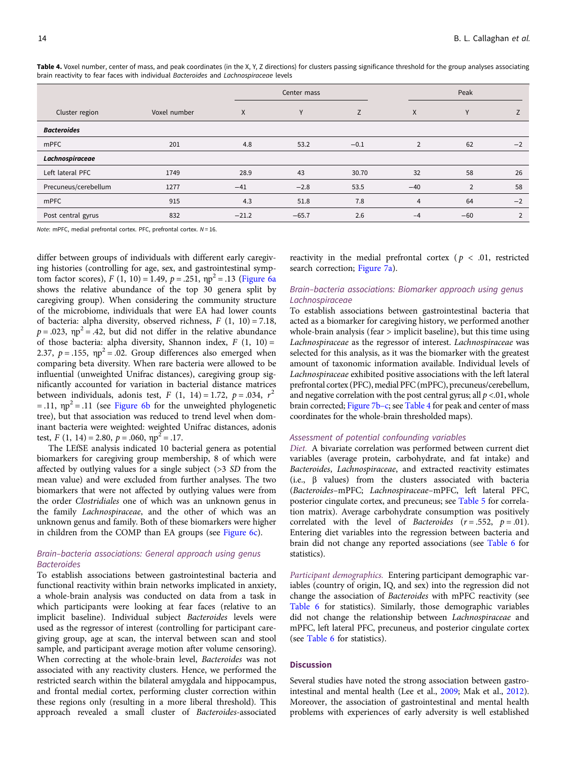**Table 4.** Voxel number, center of mass, and peak coordinates (in the X, Y, Z directions) for clusters passing significance threshold for the group analyses associating brain reactivity to fear faces with individual *Bacteroides* and *Lachnospiraceae* levels

| | | Center mass | | | Peak | | |
|---|---|---|---|---|---|---|---|
| Cluster region | Voxel number | X | Y | Z | X | Y | Z |
| ***Bacteroides*** | | | | | | | |
| mPFC | 201 | 4.8 | 53.2 | −0.1 | 2 | 62 | −2 |
| ***Lachnospiraceae*** | | | | | | | |
| Left lateral PFC | 1749 | 28.9 | 43 | 30.70 | 32 | 58 | 26 |
| Precuneus/cerebellum | 1277 | −41 | −2.8 | 53.5 | −40 | 2 | 58 |
| mPFC | 915 | 4.3 | 51.8 | 7.8 | 4 | 64 | −2 |
| Post central gyrus | 832 | −21.2 | −65.7 | 2.6 | −4 | −60 | 2 |

*Note*: mPFC, medial prefrontal cortex. PFC, prefrontal cortex. *N* = 16.

differ between groups of individuals with different early caregiving histories (controlling for age, sex, and gastrointestinal symptom factor scores), $F$ (1, 10) = 1.49, $p$ = .251, $\eta p^2$ = .13 (Figure 6a shows the relative abundance of the top 30 genera split by caregiving group). When considering the community structure of the microbiome, individuals that were EA had lower counts of bacteria: alpha diversity, observed richness, $F$ (1, 10) = 7.18, $p$ = .023, $\eta p^2$ = .42, but did not differ in the relative abundance of those bacteria: alpha diversity, Shannon index, $F$ (1, 10) = 2.37, $p$ = .155, $\eta p^2$ = .02. Group differences also emerged when comparing beta diversity. When rare bacteria were allowed to be influential (unweighted Unifrac distances), caregiving group significantly accounted for variation in bacterial distance matrices between individuals, adonis test, $F$ (1, 14) = 1.72, $p$ = .034, $r^2$ = .11, $\eta p^2$ = .11 (see Figure 6b for the unweighted phylogenetic tree), but that association was reduced to trend level when dominant bacteria were weighted: weighted Unifrac distances, adonis test, $F$ (1, 14) = 2.80, $p$ = .060, $\eta p^2$ = .17.

The LEfSE analysis indicated 10 bacterial genera as potential biomarkers for caregiving group membership, 8 of which were affected by outlying values for a single subject (>3 *SD* from the mean value) and were excluded from further analyses. The two biomarkers that were not affected by outlying values were from the order *Clostridiales* one of which was an unknown genus in the family *Lachnospiraceae*, and the other of which was an unknown genus and family. Both of these biomarkers were higher in children from the COMP than EA groups (see Figure 6c).

### Brain–bacteria associations: General approach using genus *Bacteroides*

To establish associations between gastrointestinal bacteria and functional reactivity within brain networks implicated in anxiety, a whole-brain analysis was conducted on data from a task in which participants were looking at fear faces (relative to an implicit baseline). Individual subject *Bacteroides* levels were used as the regressor of interest (controlling for participant caregiving group, age at scan, the interval between scan and stool sample, and participant average motion after volume censoring). When correcting at the whole-brain level, *Bacteroides* was not associated with any reactivity clusters. Hence, we performed the restricted search within the bilateral amygdala and hippocampus, and frontal medial cortex, performing cluster correction within these regions only (resulting in a more liberal threshold). This approach revealed a small cluster of *Bacteroides*-associated reactivity in the medial prefrontal cortex ($p$ < .01, restricted search correction; Figure 7a).

### Brain–bacteria associations: Biomarker approach using genus *Lachnospiraceae*

To establish associations between gastrointestinal bacteria that acted as a biomarker for caregiving history, we performed another whole-brain analysis (fear > implicit baseline), but this time using *Lachnospiraceae* as the regressor of interest. *Lachnospiraceae* was selected for this analysis, as it was the biomarker with the greatest amount of taxonomic information available. Individual levels of *Lachnospiraceae* exhibited positive associations with the left lateral prefrontal cortex (PFC), medial PFC (mPFC), precuneus/cerebellum, and negative correlation with the post central gyrus; all $p$ <.01, whole brain corrected; Figure 7b–c; see Table 4 for peak and center of mass coordinates for the whole-brain thresholded maps).

### Assessment of potential confounding variables

*Diet.* A bivariate correlation was performed between current diet variables (average protein, carbohydrate, and fat intake) and *Bacteroides*, *Lachnospiraceae*, and extracted reactivity estimates (i.e., β values) from the clusters associated with bacteria (*Bacteroides*–mPFC; *Lachnospiraceae*–mPFC, left lateral PFC, posterior cingulate cortex, and precuneus; see Table 5 for correlation matrix). Average carbohydrate consumption was positively correlated with the level of *Bacteroides* ($r$ = .552, $p$ = .01). Entering diet variables into the regression between bacteria and brain did not change any reported associations (see Table 6 for statistics).

*Participant demographics.* Entering participant demographic variables (country of origin, IQ, and sex) into the regression did not change the association of *Bacteroides* with mPFC reactivity (see Table 6 for statistics). Similarly, those demographic variables did not change the relationship between *Lachnospiraceae* and mPFC, left lateral PFC, precuneus, and posterior cingulate cortex (see Table 6 for statistics).

## Discussion

Several studies have noted the strong association between gastrointestinal and mental health (Lee et al., 2009; Mak et al., 2012). Moreover, the association of gastrointestinal and mental health problems with experiences of early adversity is well established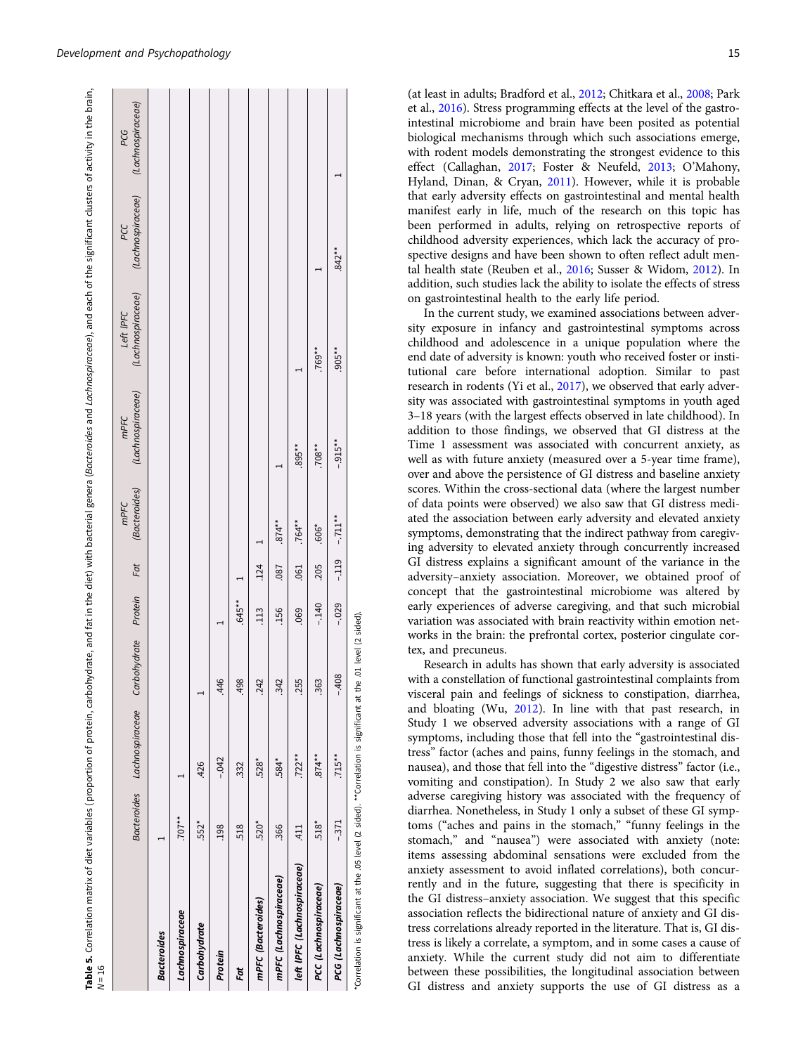**Table 5.** Correlation matrix of diet variables (proportion of protein, carbohydrate, and fat in the diet) with bacterial genera (*Bacteroides* and *Lachnospiraceae*), and each of the significant clusters of activity in the brain, *N* = 16

| | *Bacteroides* | *Lachnospiraceae* | Carbohydrate | Protein | Fat | mPFC (*Bacteroides*) | mPFC (*Lachnospiraceae*) | Left lPFC (*Lachnospiraceae*) | PCC (*Lachnospiraceae*) | PCG (*Lachnospiraceae*) |
|---|---|---|---|---|---|---|---|---|---|---|
| ***Bacteroides*** | 1 | | | | | | | | | |
| ***Lachnospiraceae*** | .707** | 1 | | | | | | | | |
| **Carbohydrate** | .552* | .426 | 1 | | | | | | | |
| **Protein** | .198 | -.042 | .446 | 1 | | | | | | |
| **Fat** | .518 | .332 | .498 | .645** | 1 | | | | | |
| **mPFC (*Bacteroides*)** | .520* | .528* | .242 | .113 | .124 | 1 | | | | |
| **mPFC (*Lachnospiraceae*)** | .366 | .584* | .342 | .156 | .087 | .874** | 1 | | | |
| **left lPFC (*Lachnospiraceae*)** | .411 | .722** | .255 | .069 | .061 | .764** | .895** | 1 | | |
| **PCC (*Lachnospiraceae*)** | .518* | .874** | .363 | -.140 | .205 | .606* | .708** | .769** | 1 | |
| **PCG (*Lachnospiraceae*)** | -.371 | .715** | -.408 | -.029 | -.119 | -.711** | -.915** | .905** | .842** | 1 |

*Correlation is significant at the .05 level (2 sided). **Correlation is significant at the .01 level (2 sided).

(at least in adults; Bradford et al., 2012; Chitkara et al., 2008; Park et al., 2016). Stress programming effects at the level of the gastrointestinal microbiome and brain have been posited as potential biological mechanisms through which such associations emerge, with rodent models demonstrating the strongest evidence to this effect (Callaghan, 2017; Foster & Neufeld, 2013; O'Mahony, Hyland, Dinan, & Cryan, 2011). However, while it is probable that early adversity effects on gastrointestinal and mental health manifest early in life, much of the research on this topic has been performed in adults, relying on retrospective reports of childhood adversity experiences, which lack the accuracy of prospective designs and have been shown to often reflect adult mental health state (Reuben et al., 2016; Susser & Widom, 2012). In addition, such studies lack the ability to isolate the effects of stress on gastrointestinal health to the early life period.

In the current study, we examined associations between adversity exposure in infancy and gastrointestinal symptoms across childhood and adolescence in a unique population where the end date of adversity is known: youth who received foster or institutional care before international adoption. Similar to past research in rodents (Yi et al., 2017), we observed that early adversity was associated with gastrointestinal symptoms in youth aged 3–18 years (with the largest effects observed in late childhood). In addition to those findings, we observed that GI distress at the Time 1 assessment was associated with concurrent anxiety, as well as with future anxiety (measured over a 5-year time frame), over and above the persistence of GI distress and baseline anxiety scores. Within the cross-sectional data (where the largest number of data points were observed) we also saw that GI distress mediated the association between early adversity and elevated anxiety symptoms, demonstrating that the indirect pathway from caregiving adversity to elevated anxiety through concurrently increased GI distress explains a significant amount of the variance in the adversity–anxiety association. Moreover, we obtained proof of concept that the gastrointestinal microbiome was altered by early experiences of adverse caregiving, and that such microbial variation was associated with brain reactivity within emotion networks in the brain: the prefrontal cortex, posterior cingulate cortex, and precuneus.

Research in adults has shown that early adversity is associated with a constellation of functional gastrointestinal complaints from visceral pain and feelings of sickness to constipation, diarrhea, and bloating (Wu, 2012). In line with that past research, in Study 1 we observed adversity associations with a range of GI symptoms, including those that fell into the "gastrointestinal distress" factor (aches and pains, funny feelings in the stomach, and nausea), and those that fell into the "digestive distress" factor (i.e., vomiting and constipation). In Study 2 we also saw that early adverse caregiving history was associated with the frequency of diarrhea. Nonetheless, in Study 1 only a subset of these GI symptoms ("aches and pains in the stomach," "funny feelings in the stomach," and "nausea") were associated with anxiety (note: items assessing abdominal sensations were excluded from the anxiety assessment to avoid inflated correlations), both concurrently and in the future, suggesting that there is specificity in the GI distress–anxiety association. We suggest that this specific association reflects the bidirectional nature of anxiety and GI distress correlations already reported in the literature. That is, GI distress is likely a correlate, a symptom, and in some cases a cause of anxiety. While the current study did not aim to differentiate between these possibilities, the longitudinal association between GI distress and anxiety supports the use of GI distress as a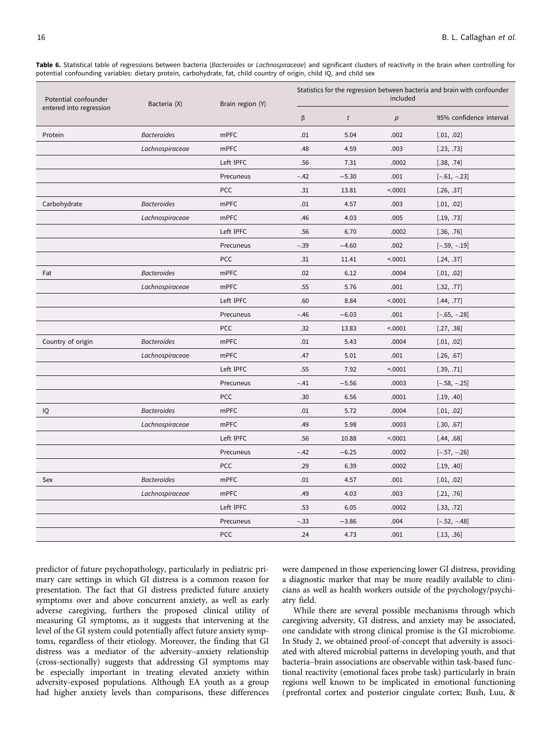**Table 6.** Statistical table of regressions between bacteria (*Bacteroides* or *Lachnospiraceae*) and significant clusters of reactivity in the brain when controlling for potential confounding variables: dietary protein, carbohydrate, fat, child country of origin, child IQ, and child sex

| Potential confounder entered into regression | Bacteria (X) | Brain region (Y) | Statistics for the regression between bacteria and brain with confounder included | | | |
|---|---|---|---|---|---|---|
| | | | β | *t* | *p* | 95% confidence interval |
| Protein | *Bacteroides* | mPFC | .01 | 5.04 | .002 | [.01, .02] |
| | *Lachnospiraceae* | mPFC | .48 | 4.59 | .003 | [.23, .73] |
| | | Left lPFC | .56 | 7.31 | .0002 | [.38, .74] |
| | | Precuneus | −.42 | −5.30 | .001 | [−.61, −.23] |
| | | PCC | .31 | 13.81 | <.0001 | [.26, .37] |
| Carbohydrate | *Bacteroides* | mPFC | .01 | 4.57 | .003 | [.01, .02] |
| | *Lachnospiraceae* | mPFC | .46 | 4.03 | .005 | [.19, .73] |
| | | Left lPFC | .56 | 6.70 | .0002 | [.36, .76] |
| | | Precuneus | −.39 | −4.60 | .002 | [−.59, −.19] |
| | | PCC | .31 | 11.41 | <.0001 | [.24, .37] |
| Fat | *Bacteroides* | mPFC | .02 | 6.12 | .0004 | [.01, .02] |
| | *Lachnospiraceae* | mPFC | .55 | 5.76 | .001 | [.32, .77] |
| | | Left lPFC | .60 | 8.84 | <.0001 | [.44, .77] |
| | | Precuneus | −.46 | −6.03 | .001 | [−.65, −.28] |
| | | PCC | .32 | 13.83 | <.0001 | [.27, .38] |
| Country of origin | *Bacteroides* | mPFC | .01 | 5.43 | .0004 | [.01, .02] |
| | *Lachnospiraceae* | mPFC | .47 | 5.01 | .001 | [.26, .67] |
| | | Left lPFC | .55 | 7.92 | <.0001 | [.39, .71] |
| | | Precuneus | −.41 | −5.56 | .0003 | [−.58, −.25] |
| | | PCC | .30 | 6.56 | .0001 | [.19, .40] |
| IQ | *Bacteroides* | mPFC | .01 | 5.72 | .0004 | [.01, .02] |
| | *Lachnospiraceae* | mPFC | .49 | 5.98 | .0003 | [.30, .67] |
| | | Left lPFC | .56 | 10.88 | <.0001 | [.44, .68] |
| | | Precuneus | −.42 | −6.25 | .0002 | [−.57, −.26] |
| | | PCC | .29 | 6.39 | .0002 | [.19, .40] |
| Sex | *Bacteroides* | mPFC | .01 | 4.57 | .001 | [.01, .02] |
| | *Lachnospiraceae* | mPFC | .49 | 4.03 | .003 | [.21, .76] |
| | | Left lPFC | .53 | 6.05 | .0002 | [.33, .72] |
| | | Precuneus | −.33 | −3.86 | .004 | [−.52, −.48] |
| | | PCC | .24 | 4.73 | .001 | [.13, .36] |

predictor of future psychopathology, particularly in pediatric primary care settings in which GI distress is a common reason for presentation. The fact that GI distress predicted future anxiety symptoms over and above concurrent anxiety, as well as early adverse caregiving, furthers the proposed clinical utility of measuring GI symptoms, as it suggests that intervening at the level of the GI system could potentially affect future anxiety symptoms, regardless of their etiology. Moreover, the finding that GI distress was a mediator of the adversity–anxiety relationship (cross-sectionally) suggests that addressing GI symptoms may be especially important in treating elevated anxiety within adversity-exposed populations. Although EA youth as a group had higher anxiety levels than comparisons, these differences were dampened in those experiencing lower GI distress, providing a diagnostic marker that may be more readily available to clinicians as well as health workers outside of the psychology/psychiatry field.

While there are several possible mechanisms through which caregiving adversity, GI distress, and anxiety may be associated, one candidate with strong clinical promise is the GI microbiome. In Study 2, we obtained proof-of-concept that adversity is associated with altered microbial patterns in developing youth, and that bacteria–brain associations are observable within task-based functional reactivity (emotional faces probe task) particularly in brain regions well known to be implicated in emotional functioning (prefrontal cortex and posterior cingulate cortex; Bush, Luu, &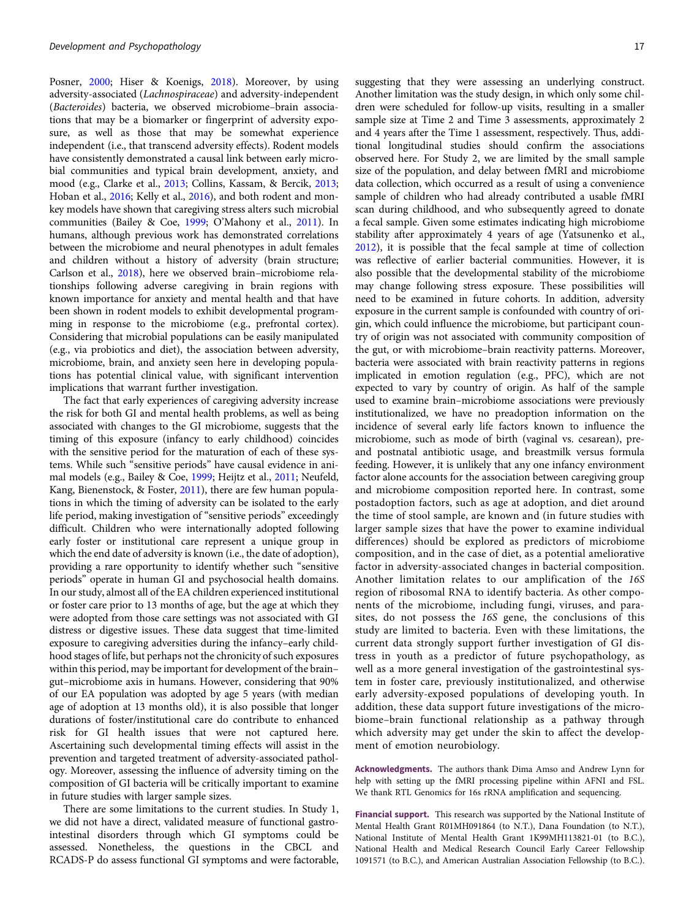Posner, 2000; Hiser & Koenigs, 2018). Moreover, by using adversity-associated (*Lachnospiraceae*) and adversity-independent (*Bacteroides*) bacteria, we observed microbiome–brain associations that may be a biomarker or fingerprint of adversity exposure, as well as those that may be somewhat experience independent (i.e., that transcend adversity effects). Rodent models have consistently demonstrated a causal link between early microbial communities and typical brain development, anxiety, and mood (e.g., Clarke et al., 2013; Collins, Kassam, & Bercik, 2013; Hoban et al., 2016; Kelly et al., 2016), and both rodent and monkey models have shown that caregiving stress alters such microbial communities (Bailey & Coe, 1999; O'Mahony et al., 2011). In humans, although previous work has demonstrated correlations between the microbiome and neural phenotypes in adult females and children without a history of adversity (brain structure; Carlson et al., 2018), here we observed brain–microbiome relationships following adverse caregiving in brain regions with known importance for anxiety and mental health and that have been shown in rodent models to exhibit developmental programming in response to the microbiome (e.g., prefrontal cortex). Considering that microbial populations can be easily manipulated (e.g., via probiotics and diet), the association between adversity, microbiome, brain, and anxiety seen here in developing populations has potential clinical value, with significant intervention implications that warrant further investigation.

The fact that early experiences of caregiving adversity increase the risk for both GI and mental health problems, as well as being associated with changes to the GI microbiome, suggests that the timing of this exposure (infancy to early childhood) coincides with the sensitive period for the maturation of each of these systems. While such "sensitive periods" have causal evidence in animal models (e.g., Bailey & Coe, 1999; Heijtz et al., 2011; Neufeld, Kang, Bienenstock, & Foster, 2011), there are few human populations in which the timing of adversity can be isolated to the early life period, making investigation of "sensitive periods" exceedingly difficult. Children who were internationally adopted following early foster or institutional care represent a unique group in which the end date of adversity is known (i.e., the date of adoption), providing a rare opportunity to identify whether such "sensitive periods" operate in human GI and psychosocial health domains. In our study, almost all of the EA children experienced institutional or foster care prior to 13 months of age, but the age at which they were adopted from those care settings was not associated with GI distress or digestive issues. These data suggest that time-limited exposure to caregiving adversities during the infancy–early childhood stages of life, but perhaps not the chronicity of such exposures within this period, may be important for development of the brain–gut–microbiome axis in humans. However, considering that 90% of our EA population was adopted by age 5 years (with median age of adoption at 13 months old), it is also possible that longer durations of foster/institutional care do contribute to enhanced risk for GI health issues that were not captured here. Ascertaining such developmental timing effects will assist in the prevention and targeted treatment of adversity-associated pathology. Moreover, assessing the influence of adversity timing on the composition of GI bacteria will be critically important to examine in future studies with larger sample sizes.

There are some limitations to the current studies. In Study 1, we did not have a direct, validated measure of functional gastrointestinal disorders through which GI symptoms could be assessed. Nonetheless, the questions in the CBCL and RCADS-P do assess functional GI symptoms and were factorable, suggesting that they were assessing an underlying construct. Another limitation was the study design, in which only some children were scheduled for follow-up visits, resulting in a smaller sample size at Time 2 and Time 3 assessments, approximately 2 and 4 years after the Time 1 assessment, respectively. Thus, additional longitudinal studies should confirm the associations observed here. For Study 2, we are limited by the small sample size of the population, and delay between fMRI and microbiome data collection, which occurred as a result of using a convenience sample of children who had already contributed a usable fMRI scan during childhood, and who subsequently agreed to donate a fecal sample. Given some estimates indicating high microbiome stability after approximately 4 years of age (Yatsunenko et al., 2012), it is possible that the fecal sample at time of collection was reflective of earlier bacterial communities. However, it is also possible that the developmental stability of the microbiome may change following stress exposure. These possibilities will need to be examined in future cohorts. In addition, adversity exposure in the current sample is confounded with country of origin, which could influence the microbiome, but participant country of origin was not associated with community composition of the gut, or with microbiome–brain reactivity patterns. Moreover, bacteria were associated with brain reactivity patterns in regions implicated in emotion regulation (e.g., PFC), which are not expected to vary by country of origin. As half of the sample used to examine brain–microbiome associations were previously institutionalized, we have no preadoption information on the incidence of several early life factors known to influence the microbiome, such as mode of birth (vaginal vs. cesarean), pre- and postnatal antibiotic usage, and breastmilk versus formula feeding. However, it is unlikely that any one infancy environment factor alone accounts for the association between caregiving group and microbiome composition reported here. In contrast, some postadoption factors, such as age at adoption, and diet around the time of stool sample, are known and (in future studies with larger sample sizes that have the power to examine individual differences) should be explored as predictors of microbiome composition, and in the case of diet, as a potential ameliorative factor in adversity-associated changes in bacterial composition. Another limitation relates to our amplification of the *16S* region of ribosomal RNA to identify bacteria. As other components of the microbiome, including fungi, viruses, and parasites, do not possess the *16S* gene, the conclusions of this study are limited to bacteria. Even with these limitations, the current data strongly support further investigation of GI distress in youth as a predictor of future psychopathology, as well as a more general investigation of the gastrointestinal system in foster care, previously institutionalized, and otherwise early adversity-exposed populations of developing youth. In addition, these data support future investigations of the microbiome–brain functional relationship as a pathway through which adversity may get under the skin to affect the development of emotion neurobiology.

**Acknowledgments.** The authors thank Dima Amso and Andrew Lynn for help with setting up the fMRI processing pipeline within AFNI and FSL. We thank RTL Genomics for 16s rRNA amplification and sequencing.

**Financial support.** This research was supported by the National Institute of Mental Health Grant R01MH091864 (to N.T.), Dana Foundation (to N.T.), National Institute of Mental Health Grant 1K99MH113821-01 (to B.C.), National Health and Medical Research Council Early Career Fellowship 1091571 (to B.C.), and American Australian Association Fellowship (to B.C.).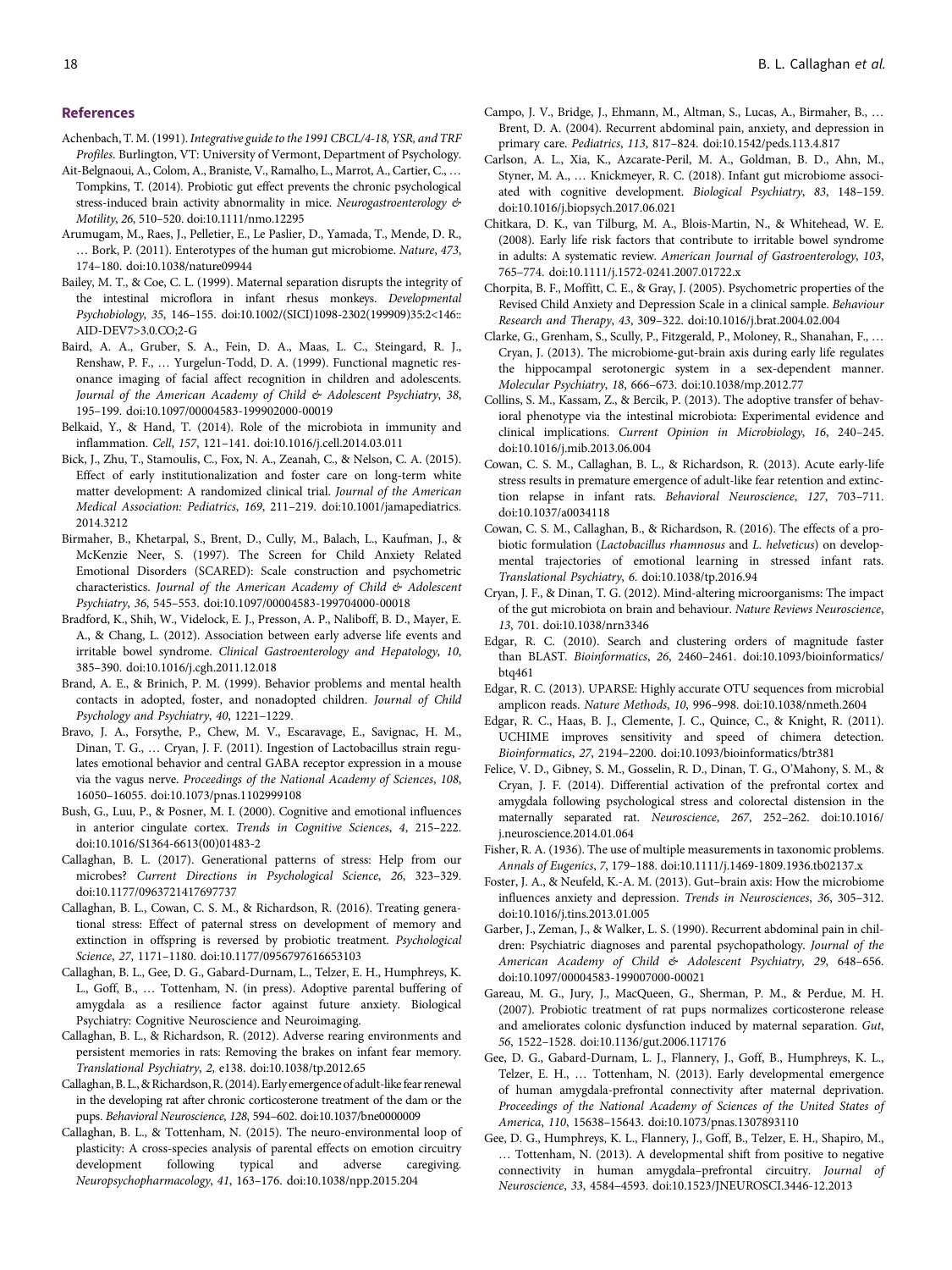## References

Achenbach, T. M. (1991). *Integrative guide to the 1991 CBCL/4-18, YSR, and TRF Profiles*. Burlington, VT: University of Vermont, Department of Psychology.

Ait-Belgnaoui, A., Colom, A., Braniste, V., Ramalho, L., Marrot, A., Cartier, C., … Tompkins, T. (2014). Probiotic gut effect prevents the chronic psychological stress-induced brain activity abnormality in mice. *Neurogastroenterology & Motility*, *26*, 510–520. doi:10.1111/nmo.12295

Arumugam, M., Raes, J., Pelletier, E., Le Paslier, D., Yamada, T., Mende, D. R., … Bork, P. (2011). Enterotypes of the human gut microbiome. *Nature*, *473*, 174–180. doi:10.1038/nature09944

Bailey, M. T., & Coe, C. L. (1999). Maternal separation disrupts the integrity of the intestinal microflora in infant rhesus monkeys. *Developmental Psychobiology*, *35*, 146–155. doi:10.1002/(SICI)1098-2302(199909)35:2<146::AID-DEV7>3.0.CO;2-G

Baird, A. A., Gruber, S. A., Fein, D. A., Maas, L. C., Steingard, R. J., Renshaw, P. F., … Yurgelun-Todd, D. A. (1999). Functional magnetic resonance imaging of facial affect recognition in children and adolescents. *Journal of the American Academy of Child & Adolescent Psychiatry*, *38*, 195–199. doi:10.1097/00004583-199902000-00019

Belkaid, Y., & Hand, T. (2014). Role of the microbiota in immunity and inflammation. *Cell*, *157*, 121–141. doi:10.1016/j.cell.2014.03.011

Bick, J., Zhu, T., Stamoulis, C., Fox, N. A., Zeanah, C., & Nelson, C. A. (2015). Effect of early institutionalization and foster care on long-term white matter development: A randomized clinical trial. *Journal of the American Medical Association: Pediatrics*, *169*, 211–219. doi:10.1001/jamapediatrics.2014.3212

Birmaher, B., Khetarpal, S., Brent, D., Cully, M., Balach, L., Kaufman, J., & McKenzie Neer, S. (1997). The Screen for Child Anxiety Related Emotional Disorders (SCARED): Scale construction and psychometric characteristics. *Journal of the American Academy of Child & Adolescent Psychiatry*, *36*, 545–553. doi:10.1097/00004583-199704000-00018

Bradford, K., Shih, W., Videlock, E. J., Presson, A. P., Naliboff, B. D., Mayer, E. A., & Chang, L. (2012). Association between early adverse life events and irritable bowel syndrome. *Clinical Gastroenterology and Hepatology*, *10*, 385–390. doi:10.1016/j.cgh.2011.12.018

Brand, A. E., & Brinich, P. M. (1999). Behavior problems and mental health contacts in adopted, foster, and nonadopted children. *Journal of Child Psychology and Psychiatry*, *40*, 1221–1229.

Bravo, J. A., Forsythe, P., Chew, M. V., Escaravage, E., Savignac, H. M., Dinan, T. G., … Cryan, J. F. (2011). Ingestion of Lactobacillus strain regulates emotional behavior and central GABA receptor expression in a mouse via the vagus nerve. *Proceedings of the National Academy of Sciences*, *108*, 16050–16055. doi:10.1073/pnas.1102999108

Bush, G., Luu, P., & Posner, M. I. (2000). Cognitive and emotional influences in anterior cingulate cortex. *Trends in Cognitive Sciences*, *4*, 215–222. doi:10.1016/S1364-6613(00)01483-2

Callaghan, B. L. (2017). Generational patterns of stress: Help from our microbes? *Current Directions in Psychological Science*, *26*, 323–329. doi:10.1177/0963721417697737

Callaghan, B. L., Cowan, C. S. M., & Richardson, R. (2016). Treating generational stress: Effect of paternal stress on development of memory and extinction in offspring is reversed by probiotic treatment. *Psychological Science*, *27*, 1171–1180. doi:10.1177/0956797616653103

Callaghan, B. L., Gee, D. G., Gabard-Durnam, L., Telzer, E. H., Humphreys, K. L., Goff, B., … Tottenham, N. (in press). Adoptive parental buffering of amygdala as a resilience factor against future anxiety. Biological Psychiatry: Cognitive Neuroscience and Neuroimaging.

Callaghan, B. L., & Richardson, R. (2012). Adverse rearing environments and persistent memories in rats: Removing the brakes on infant fear memory. *Translational Psychiatry*, *2*, e138. doi:10.1038/tp.2012.65

Callaghan, B. L., & Richardson, R. (2014). Early emergence of adult-like fear renewal in the developing rat after chronic corticosterone treatment of the dam or the pups. *Behavioral Neuroscience*, *128*, 594–602. doi:10.1037/bne0000009

Callaghan, B. L., & Tottenham, N. (2015). The neuro-environmental loop of plasticity: A cross-species analysis of parental effects on emotion circuitry development following typical and adverse caregiving. *Neuropsychopharmacology*, *41*, 163–176. doi:10.1038/npp.2015.204

Campo, J. V., Bridge, J., Ehmann, M., Altman, S., Lucas, A., Birmaher, B., … Brent, D. A. (2004). Recurrent abdominal pain, anxiety, and depression in primary care. *Pediatrics*, *113*, 817–824. doi:10.1542/peds.113.4.817

Carlson, A. L., Xia, K., Azcarate-Peril, M. A., Goldman, B. D., Ahn, M., Styner, M. A., … Knickmeyer, R. C. (2018). Infant gut microbiome associated with cognitive development. *Biological Psychiatry*, *83*, 148–159. doi:10.1016/j.biopsych.2017.06.021

Chitkara, D. K., van Tilburg, M. A., Blois-Martin, N., & Whitehead, W. E. (2008). Early life risk factors that contribute to irritable bowel syndrome in adults: A systematic review. *American Journal of Gastroenterology*, *103*, 765–774. doi:10.1111/j.1572-0241.2007.01722.x

Chorpita, B. F., Moffitt, C. E., & Gray, J. (2005). Psychometric properties of the Revised Child Anxiety and Depression Scale in a clinical sample. *Behaviour Research and Therapy*, *43*, 309–322. doi:10.1016/j.brat.2004.02.004

Clarke, G., Grenham, S., Scully, P., Fitzgerald, P., Moloney, R., Shanahan, F., … Cryan, J. (2013). The microbiome-gut-brain axis during early life regulates the hippocampal serotonergic system in a sex-dependent manner. *Molecular Psychiatry*, *18*, 666–673. doi:10.1038/mp.2012.77

Collins, S. M., Kassam, Z., & Bercik, P. (2013). The adoptive transfer of behavioral phenotype via the intestinal microbiota: Experimental evidence and clinical implications. *Current Opinion in Microbiology*, *16*, 240–245. doi:10.1016/j.mib.2013.06.004

Cowan, C. S. M., Callaghan, B. L., & Richardson, R. (2013). Acute early-life stress results in premature emergence of adult-like fear retention and extinction relapse in infant rats. *Behavioral Neuroscience*, *127*, 703–711. doi:10.1037/a0034118

Cowan, C. S. M., Callaghan, B., & Richardson, R. (2016). The effects of a probiotic formulation (*Lactobacillus rhamnosus* and *L. helveticus*) on developmental trajectories of emotional learning in stressed infant rats. *Translational Psychiatry*, *6*. doi:10.1038/tp.2016.94

Cryan, J. F., & Dinan, T. G. (2012). Mind-altering microorganisms: The impact of the gut microbiota on brain and behaviour. *Nature Reviews Neuroscience*, *13*, 701. doi:10.1038/nrn3346

Edgar, R. C. (2010). Search and clustering orders of magnitude faster than BLAST. *Bioinformatics*, *26*, 2460–2461. doi:10.1093/bioinformatics/btq461

Edgar, R. C. (2013). UPARSE: Highly accurate OTU sequences from microbial amplicon reads. *Nature Methods*, *10*, 996–998. doi:10.1038/nmeth.2604

Edgar, R. C., Haas, B. J., Clemente, J. C., Quince, C., & Knight, R. (2011). UCHIME improves sensitivity and speed of chimera detection. *Bioinformatics*, *27*, 2194–2200. doi:10.1093/bioinformatics/btr381

Felice, V. D., Gibney, S. M., Gosselin, R. D., Dinan, T. G., O'Mahony, S. M., & Cryan, J. F. (2014). Differential activation of the prefrontal cortex and amygdala following psychological stress and colorectal distension in the maternally separated rat. *Neuroscience*, *267*, 252–262. doi:10.1016/j.neuroscience.2014.01.064

Fisher, R. A. (1936). The use of multiple measurements in taxonomic problems. *Annals of Eugenics*, *7*, 179–188. doi:10.1111/j.1469-1809.1936.tb02137.x

Foster, J. A., & Neufeld, K.-A. M. (2013). Gut–brain axis: How the microbiome influences anxiety and depression. *Trends in Neurosciences*, *36*, 305–312. doi:10.1016/j.tins.2013.01.005

Garber, J., Zeman, J., & Walker, L. S. (1990). Recurrent abdominal pain in children: Psychiatric diagnoses and parental psychopathology. *Journal of the American Academy of Child & Adolescent Psychiatry*, *29*, 648–656. doi:10.1097/00004583-199007000-00021

Gareau, M. G., Jury, J., MacQueen, G., Sherman, P. M., & Perdue, M. H. (2007). Probiotic treatment of rat pups normalizes corticosterone release and ameliorates colonic dysfunction induced by maternal separation. *Gut*, *56*, 1522–1528. doi:10.1136/gut.2006.117176

Gee, D. G., Gabard-Durnam, L. J., Flannery, J., Goff, B., Humphreys, K. L., Telzer, E. H., … Tottenham, N. (2013). Early developmental emergence of human amygdala-prefrontal connectivity after maternal deprivation. *Proceedings of the National Academy of Sciences of the United States of America*, *110*, 15638–15643. doi:10.1073/pnas.1307893110

Gee, D. G., Humphreys, K. L., Flannery, J., Goff, B., Telzer, E. H., Shapiro, M., … Tottenham, N. (2013). A developmental shift from positive to negative connectivity in human amygdala–prefrontal circuitry. *Journal of Neuroscience*, *33*, 4584–4593. doi:10.1523/JNEUROSCI.3446-12.2013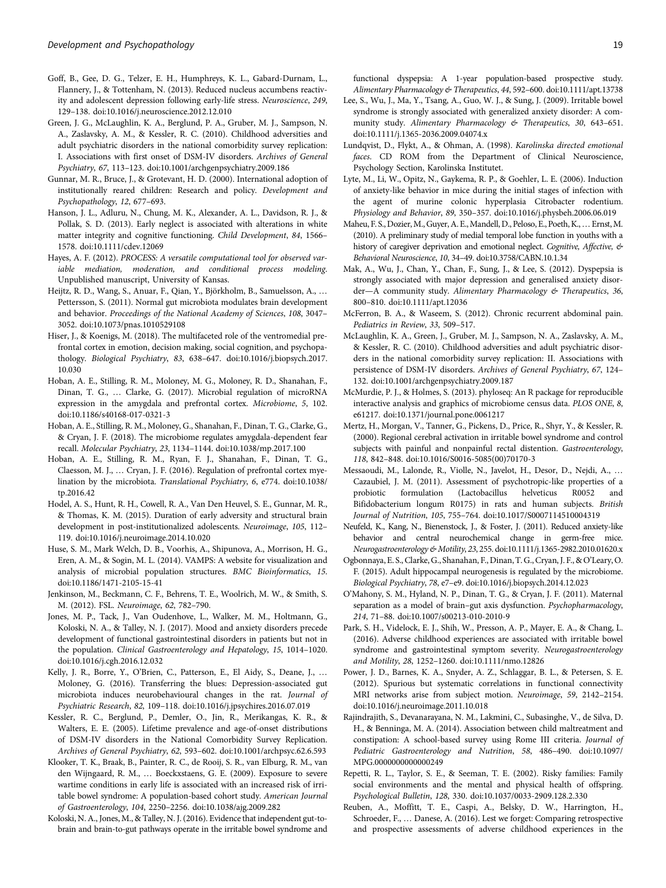Goff, B., Gee, D. G., Telzer, E. H., Humphreys, K. L., Gabard-Durnam, L., Flannery, J., & Tottenham, N. (2013). Reduced nucleus accumbens reactivity and adolescent depression following early-life stress. *Neuroscience*, *249*, 129–138. doi:10.1016/j.neuroscience.2012.12.010

Green, J. G., McLaughlin, K. A., Berglund, P. A., Gruber, M. J., Sampson, N. A., Zaslavsky, A. M., & Kessler, R. C. (2010). Childhood adversities and adult psychiatric disorders in the national comorbidity survey replication: I. Associations with first onset of DSM-IV disorders. *Archives of General Psychiatry*, *67*, 113–123. doi:10.1001/archgenpsychiatry.2009.186

Gunnar, M. R., Bruce, J., & Grotevant, H. D. (2000). International adoption of institutionally reared children: Research and policy. *Development and Psychopathology*, *12*, 677–693.

Hanson, J. L., Adluru, N., Chung, M. K., Alexander, A. L., Davidson, R. J., & Pollak, S. D. (2013). Early neglect is associated with alterations in white matter integrity and cognitive functioning. *Child Development*, *84*, 1566–1578. doi:10.1111/cdev.12069

Hayes, A. F. (2012). *PROCESS: A versatile computational tool for observed variable mediation, moderation, and conditional process modeling*. Unpublished manuscript, University of Kansas.

Heijtz, R. D., Wang, S., Anuar, F., Qian, Y., Björkholm, B., Samuelsson, A., … Pettersson, S. (2011). Normal gut microbiota modulates brain development and behavior. *Proceedings of the National Academy of Sciences*, *108*, 3047–3052. doi:10.1073/pnas.1010529108

Hiser, J., & Koenigs, M. (2018). The multifaceted role of the ventromedial prefrontal cortex in emotion, decision making, social cognition, and psychopathology. *Biological Psychiatry*, *83*, 638–647. doi:10.1016/j.biopsych.2017.10.030

Hoban, A. E., Stilling, R. M., Moloney, M. G., Moloney, R. D., Shanahan, F., Dinan, T. G., … Clarke, G. (2017). Microbial regulation of microRNA expression in the amygdala and prefrontal cortex. *Microbiome*, *5*, 102. doi:10.1186/s40168-017-0321-3

Hoban, A. E., Stilling, R. M., Moloney, G., Shanahan, F., Dinan, T. G., Clarke, G., & Cryan, J. F. (2018). The microbiome regulates amygdala-dependent fear recall. *Molecular Psychiatry*, *23*, 1134–1144. doi:10.1038/mp.2017.100

Hoban, A. E., Stilling, R. M., Ryan, F. J., Shanahan, F., Dinan, T. G., Claesson, M. J., … Cryan, J. F. (2016). Regulation of prefrontal cortex myelination by the microbiota. *Translational Psychiatry*, *6*, e774. doi:10.1038/tp.2016.42

Hodel, A. S., Hunt, R. H., Cowell, R. A., Van Den Heuvel, S. E., Gunnar, M. R., & Thomas, K. M. (2015). Duration of early adversity and structural brain development in post-institutionalized adolescents. *Neuroimage*, *105*, 112–119. doi:10.1016/j.neuroimage.2014.10.020

Huse, S. M., Mark Welch, D. B., Voorhis, A., Shipunova, A., Morrison, H. G., Eren, A. M., & Sogin, M. L. (2014). VAMPS: A website for visualization and analysis of microbial population structures. *BMC Bioinformatics*, *15*. doi:10.1186/1471-2105-15-41

Jenkinson, M., Beckmann, C. F., Behrens, T. E., Woolrich, M. W., & Smith, S. M. (2012). FSL. *Neuroimage*, *62*, 782–790.

Jones, M. P., Tack, J., Van Oudenhove, L., Walker, M. M., Holtmann, G., Koloski, N. A., & Talley, N. J. (2017). Mood and anxiety disorders precede development of functional gastrointestinal disorders in patients but not in the population. *Clinical Gastroenterology and Hepatology*, *15*, 1014–1020. doi:10.1016/j.cgh.2016.12.032

Kelly, J. R., Borre, Y., O'Brien, C., Patterson, E., El Aidy, S., Deane, J., … Moloney, G. (2016). Transferring the blues: Depression-associated gut microbiota induces neurobehavioural changes in the rat. *Journal of Psychiatric Research*, *82*, 109–118. doi:10.1016/j.jpsychires.2016.07.019

Kessler, R. C., Berglund, P., Demler, O., Jin, R., Merikangas, K. R., & Walters, E. E. (2005). Lifetime prevalence and age-of-onset distributions of DSM-IV disorders in the National Comorbidity Survey Replication. *Archives of General Psychiatry*, *62*, 593–602. doi:10.1001/archpsyc.62.6.593

Klooker, T. K., Braak, B., Painter, R. C., de Rooij, S. R., van Elburg, R. M., van den Wijngaard, R. M., … Boeckxstaens, G. E. (2009). Exposure to severe wartime conditions in early life is associated with an increased risk of irritable bowel syndrome: A population-based cohort study. *American Journal of Gastroenterology*, *104*, 2250–2256. doi:10.1038/ajg.2009.282

Koloski, N. A., Jones, M., & Talley, N. J. (2016). Evidence that independent gut-to-brain and brain-to-gut pathways operate in the irritable bowel syndrome and functional dyspepsia: A 1-year population-based prospective study. *Alimentary Pharmacology & Therapeutics*, *44*, 592–600. doi:10.1111/apt.13738

Lee, S., Wu, J., Ma, Y., Tsang, A., Guo, W. J., & Sung, J. (2009). Irritable bowel syndrome is strongly associated with generalized anxiety disorder: A community study. *Alimentary Pharmacology & Therapeutics*, *30*, 643–651. doi:10.1111/j.1365-2036.2009.04074.x

Lundqvist, D., Flykt, A., & Ohman, A. (1998). *Karolinska directed emotional faces*. CD ROM from the Department of Clinical Neuroscience, Psychology Section, Karolinska Institutet.

Lyte, M., Li, W., Opitz, N., Gaykema, R. P., & Goehler, L. E. (2006). Induction of anxiety-like behavior in mice during the initial stages of infection with the agent of murine colonic hyperplasia Citrobacter rodentium. *Physiology and Behavior*, *89*, 350–357. doi:10.1016/j.physbeh.2006.06.019

Maheu, F. S., Dozier, M., Guyer, A. E., Mandell, D., Peloso, E., Poeth, K., … Ernst, M. (2010). A preliminary study of medial temporal lobe function in youths with a history of caregiver deprivation and emotional neglect. *Cognitive, Affective, & Behavioral Neuroscience*, *10*, 34–49. doi:10.3758/CABN.10.1.34

Mak, A., Wu, J., Chan, Y., Chan, F., Sung, J., & Lee, S. (2012). Dyspepsia is strongly associated with major depression and generalised anxiety disorder—A community study. *Alimentary Pharmacology & Therapeutics*, *36*, 800–810. doi:10.1111/apt.12036

McFerron, B. A., & Waseem, S. (2012). Chronic recurrent abdominal pain. *Pediatrics in Review*, *33*, 509–517.

McLaughlin, K. A., Green, J. G., Gruber, M. J., Sampson, N. A., Zaslavsky, A. M., & Kessler, R. C. (2010). Childhood adversities and adult psychiatric disorders in the national comorbidity survey replication: II. Associations with persistence of DSM-IV disorders. *Archives of General Psychiatry*, *67*, 124–132. doi:10.1001/archgenpsychiatry.2009.187

McMurdie, P. J., & Holmes, S. (2013). phyloseq: An R package for reproducible interactive analysis and graphics of microbiome census data. *PLOS ONE*, *8*, e61217. doi:10.1371/journal.pone.0061217

Mertz, H., Morgan, V., Tanner, G., Pickens, D., Price, R., Shyr, Y., & Kessler, R. (2000). Regional cerebral activation in irritable bowel syndrome and control subjects with painful and nonpainful rectal distention. *Gastroenterology*, *118*, 842–848. doi:10.1016/S0016-5085(00)70170-3

Messaoudi, M., Lalonde, R., Violle, N., Javelot, H., Desor, D., Nejdi, A., … Cazaubiel, J. M. (2011). Assessment of psychotropic-like properties of a probiotic formulation (Lactobacillus helveticus R0052 and Bifidobacterium longum R0175) in rats and human subjects. *British Journal of Nutrition*, *105*, 755–764. doi:10.1017/S0007114510004319

Neufeld, K., Kang, N., Bienenstock, J., & Foster, J. (2011). Reduced anxiety-like behavior and central neurochemical change in germ-free mice. *Neurogastroenterology & Motility*, *23*, 255. doi:10.1111/j.1365-2982.2010.01620.x

Ogbonnaya, E. S., Clarke, G., Shanahan, F., Dinan, T. G., Cryan, J. F., & O'Leary, O. F. (2015). Adult hippocampal neurogenesis is regulated by the microbiome. *Biological Psychiatry*, *78*, e7–e9. doi:10.1016/j.biopsych.2014.12.023

O'Mahony, S. M., Hyland, N. P., Dinan, T. G., & Cryan, J. F. (2011). Maternal separation as a model of brain–gut axis dysfunction. *Psychopharmacology*, *214*, 71–88. doi:10.1007/s00213-010-2010-9

Park, S. H., Videlock, E. J., Shih, W., Presson, A. P., Mayer, E. A., & Chang, L. (2016). Adverse childhood experiences are associated with irritable bowel syndrome and gastrointestinal symptom severity. *Neurogastroenterology and Motility*, *28*, 1252–1260. doi:10.1111/nmo.12826

Power, J. D., Barnes, K. A., Snyder, A. Z., Schlaggar, B. L., & Petersen, S. E. (2012). Spurious but systematic correlations in functional connectivity MRI networks arise from subject motion. *Neuroimage*, *59*, 2142–2154. doi:10.1016/j.neuroimage.2011.10.018

Rajindrajith, S., Devanarayana, N. M., Lakmini, C., Subasinghe, V., de Silva, D. H., & Benninga, M. A. (2014). Association between child maltreatment and constipation: A school-based survey using Rome III criteria. *Journal of Pediatric Gastroenterology and Nutrition*, *58*, 486–490. doi:10.1097/MPG.0000000000000249

Repetti, R. L., Taylor, S. E., & Seeman, T. E. (2002). Risky families: Family social environments and the mental and physical health of offspring. *Psychological Bulletin*, *128*, 330. doi:10.1037/0033-2909.128.2.330

Reuben, A., Moffitt, T. E., Caspi, A., Belsky, D. W., Harrington, H., Schroeder, F., … Danese, A. (2016). Lest we forget: Comparing retrospective and prospective assessments of adverse childhood experiences in the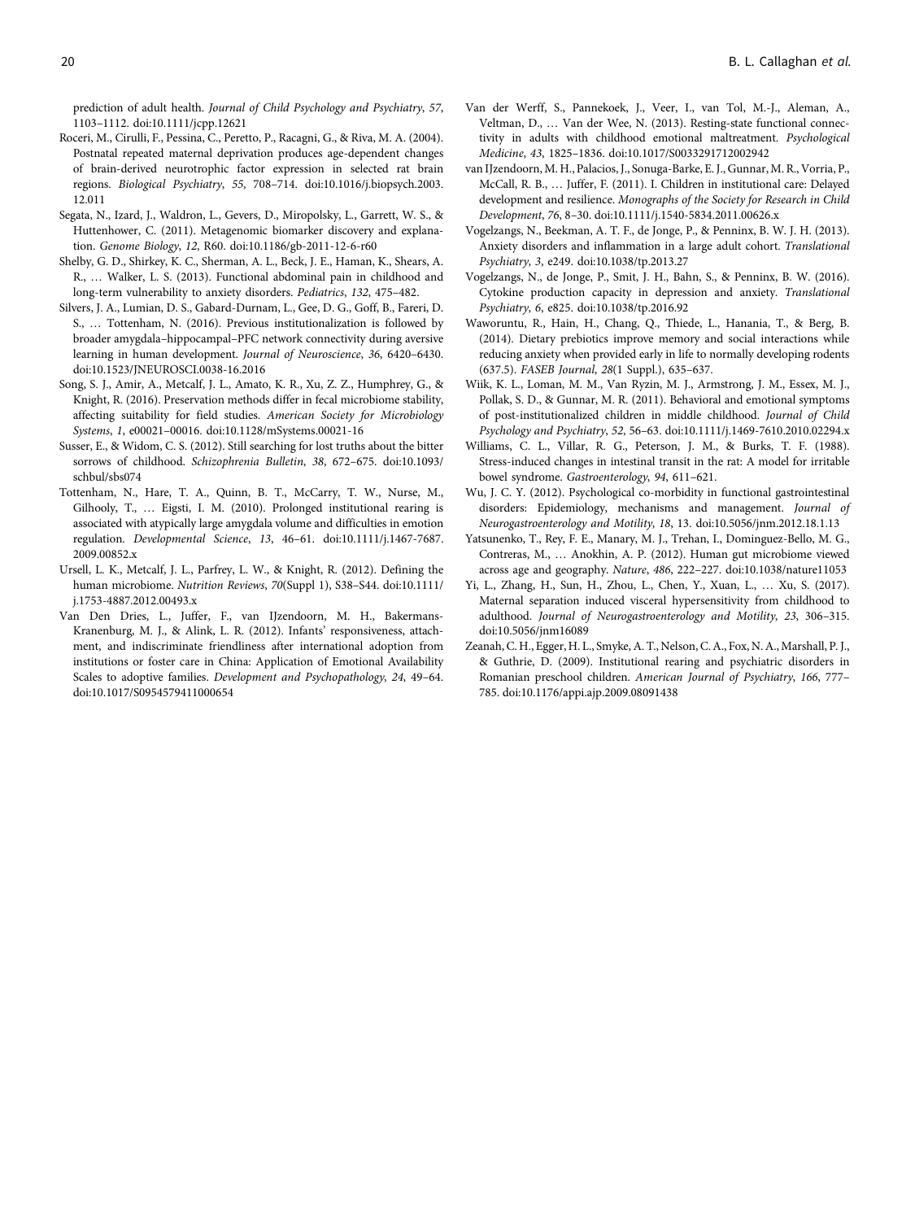prediction of adult health. *Journal of Child Psychology and Psychiatry*, *57*, 1103–1112. doi:10.1111/jcpp.12621

Roceri, M., Cirulli, F., Pessina, C., Peretto, P., Racagni, G., & Riva, M. A. (2004). Postnatal repeated maternal deprivation produces age-dependent changes of brain-derived neurotrophic factor expression in selected rat brain regions. *Biological Psychiatry*, *55*, 708–714. doi:10.1016/j.biopsych.2003.12.011

Segata, N., Izard, J., Waldron, L., Gevers, D., Miropolsky, L., Garrett, W. S., & Huttenhower, C. (2011). Metagenomic biomarker discovery and explanation. *Genome Biology*, *12*, R60. doi:10.1186/gb-2011-12-6-r60

Shelby, G. D., Shirkey, K. C., Sherman, A. L., Beck, J. E., Haman, K., Shears, A. R., … Walker, L. S. (2013). Functional abdominal pain in childhood and long-term vulnerability to anxiety disorders. *Pediatrics*, *132*, 475–482.

Silvers, J. A., Lumian, D. S., Gabard-Durnam, L., Gee, D. G., Goff, B., Fareri, D. S., … Tottenham, N. (2016). Previous institutionalization is followed by broader amygdala–hippocampal–PFC network connectivity during aversive learning in human development. *Journal of Neuroscience*, *36*, 6420–6430. doi:10.1523/JNEUROSCI.0038-16.2016

Song, S. J., Amir, A., Metcalf, J. L., Amato, K. R., Xu, Z. Z., Humphrey, G., & Knight, R. (2016). Preservation methods differ in fecal microbiome stability, affecting suitability for field studies. *American Society for Microbiology Systems*, *1*, e00021–00016. doi:10.1128/mSystems.00021-16

Susser, E., & Widom, C. S. (2012). Still searching for lost truths about the bitter sorrows of childhood. *Schizophrenia Bulletin*, *38*, 672–675. doi:10.1093/schbul/sbs074

Tottenham, N., Hare, T. A., Quinn, B. T., McCarry, T. W., Nurse, M., Gilhooly, T., … Eigsti, I. M. (2010). Prolonged institutional rearing is associated with atypically large amygdala volume and difficulties in emotion regulation. *Developmental Science*, *13*, 46–61. doi:10.1111/j.1467-7687.2009.00852.x

Ursell, L. K., Metcalf, J. L., Parfrey, L. W., & Knight, R. (2012). Defining the human microbiome. *Nutrition Reviews*, *70*(Suppl 1), S38–S44. doi:10.1111/j.1753-4887.2012.00493.x

Van Den Dries, L., Juffer, F., van IJzendoorn, M. H., Bakermans-Kranenburg, M. J., & Alink, L. R. (2012). Infants' responsiveness, attachment, and indiscriminate friendliness after international adoption from institutions or foster care in China: Application of Emotional Availability Scales to adoptive families. *Development and Psychopathology*, *24*, 49–64. doi:10.1017/S0954579411000654

Van der Werff, S., Pannekoek, J., Veer, I., van Tol, M.-J., Aleman, A., Veltman, D., … Van der Wee, N. (2013). Resting-state functional connectivity in adults with childhood emotional maltreatment. *Psychological Medicine*, *43*, 1825–1836. doi:10.1017/S0033291712002942

van IJzendoorn, M. H., Palacios, J., Sonuga-Barke, E. J., Gunnar, M. R., Vorria, P., McCall, R. B., … Juffer, F. (2011). I. Children in institutional care: Delayed development and resilience. *Monographs of the Society for Research in Child Development*, *76*, 8–30. doi:10.1111/j.1540-5834.2011.00626.x

Vogelzangs, N., Beekman, A. T. F., de Jonge, P., & Penninx, B. W. J. H. (2013). Anxiety disorders and inflammation in a large adult cohort. *Translational Psychiatry*, *3*, e249. doi:10.1038/tp.2013.27

Vogelzangs, N., de Jonge, P., Smit, J. H., Bahn, S., & Penninx, B. W. (2016). Cytokine production capacity in depression and anxiety. *Translational Psychiatry*, *6*, e825. doi:10.1038/tp.2016.92

Waworuntu, R., Hain, H., Chang, Q., Thiede, L., Hanania, T., & Berg, B. (2014). Dietary prebiotics improve memory and social interactions while reducing anxiety when provided early in life to normally developing rodents (637.5). *FASEB Journal*, *28*(1 Suppl.), 635–637.

Wiik, K. L., Loman, M. M., Van Ryzin, M. J., Armstrong, J. M., Essex, M. J., Pollak, S. D., & Gunnar, M. R. (2011). Behavioral and emotional symptoms of post-institutionalized children in middle childhood. *Journal of Child Psychology and Psychiatry*, *52*, 56–63. doi:10.1111/j.1469-7610.2010.02294.x

Williams, C. L., Villar, R. G., Peterson, J. M., & Burks, T. F. (1988). Stress-induced changes in intestinal transit in the rat: A model for irritable bowel syndrome. *Gastroenterology*, *94*, 611–621.

Wu, J. C. Y. (2012). Psychological co-morbidity in functional gastrointestinal disorders: Epidemiology, mechanisms and management. *Journal of Neurogastroenterology and Motility*, *18*, 13. doi:10.5056/jnm.2012.18.1.13

Yatsunenko, T., Rey, F. E., Manary, M. J., Trehan, I., Dominguez-Bello, M. G., Contreras, M., … Anokhin, A. P. (2012). Human gut microbiome viewed across age and geography. *Nature*, *486*, 222–227. doi:10.1038/nature11053

Yi, L., Zhang, H., Sun, H., Zhou, L., Chen, Y., Xuan, L., … Xu, S. (2017). Maternal separation induced visceral hypersensitivity from childhood to adulthood. *Journal of Neurogastroenterology and Motility*, *23*, 306–315. doi:10.5056/jnm16089

Zeanah, C. H., Egger, H. L., Smyke, A. T., Nelson, C. A., Fox, N. A., Marshall, P. J., & Guthrie, D. (2009). Institutional rearing and psychiatric disorders in Romanian preschool children. *American Journal of Psychiatry*, *166*, 777–785. doi:10.1176/appi.ajp.2009.08091438